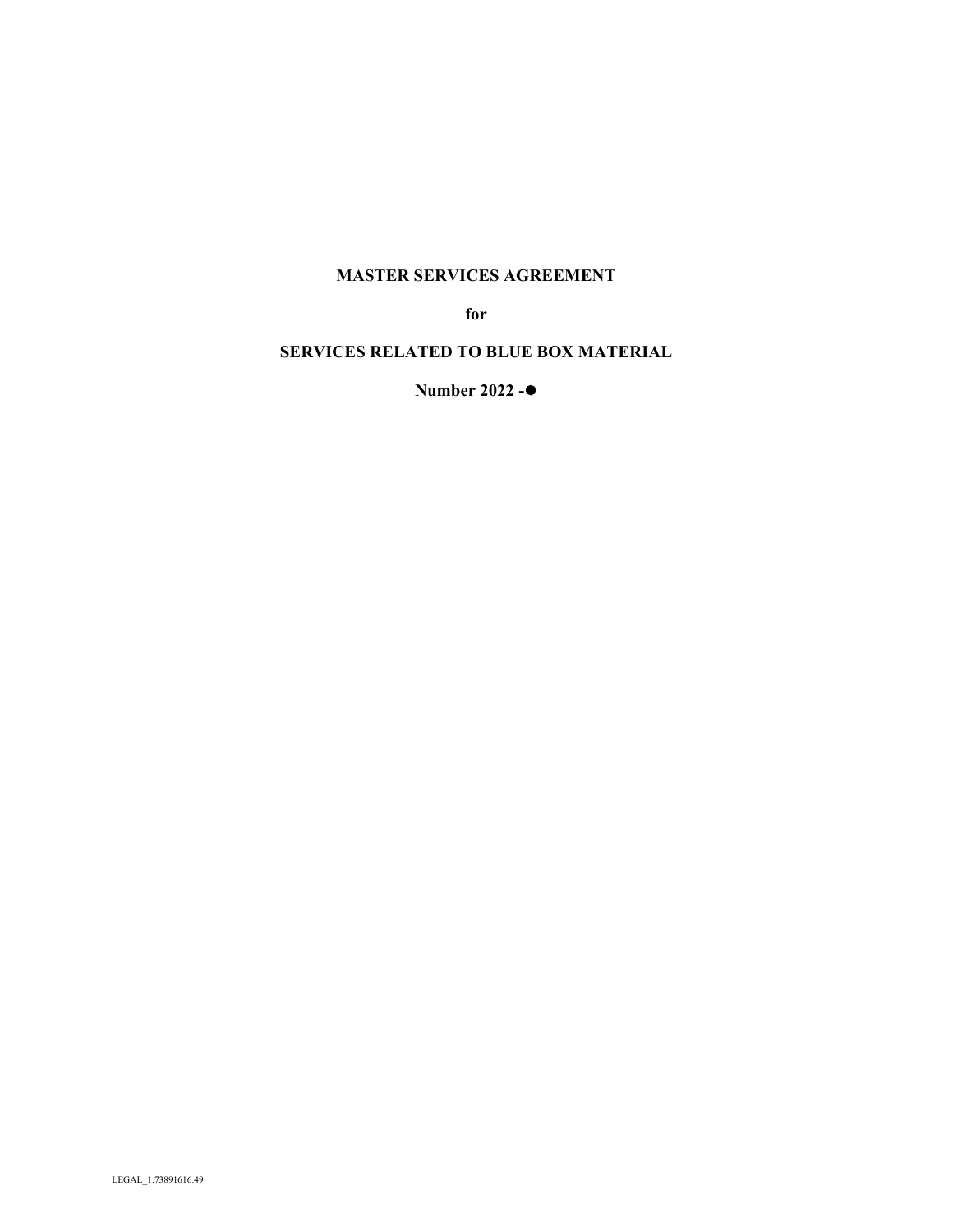# MASTER SERVICES AGREEMENT

**for**

**SERVICES RELATED TO BLUE BOX MATERIAL**

**Number 2022 -●**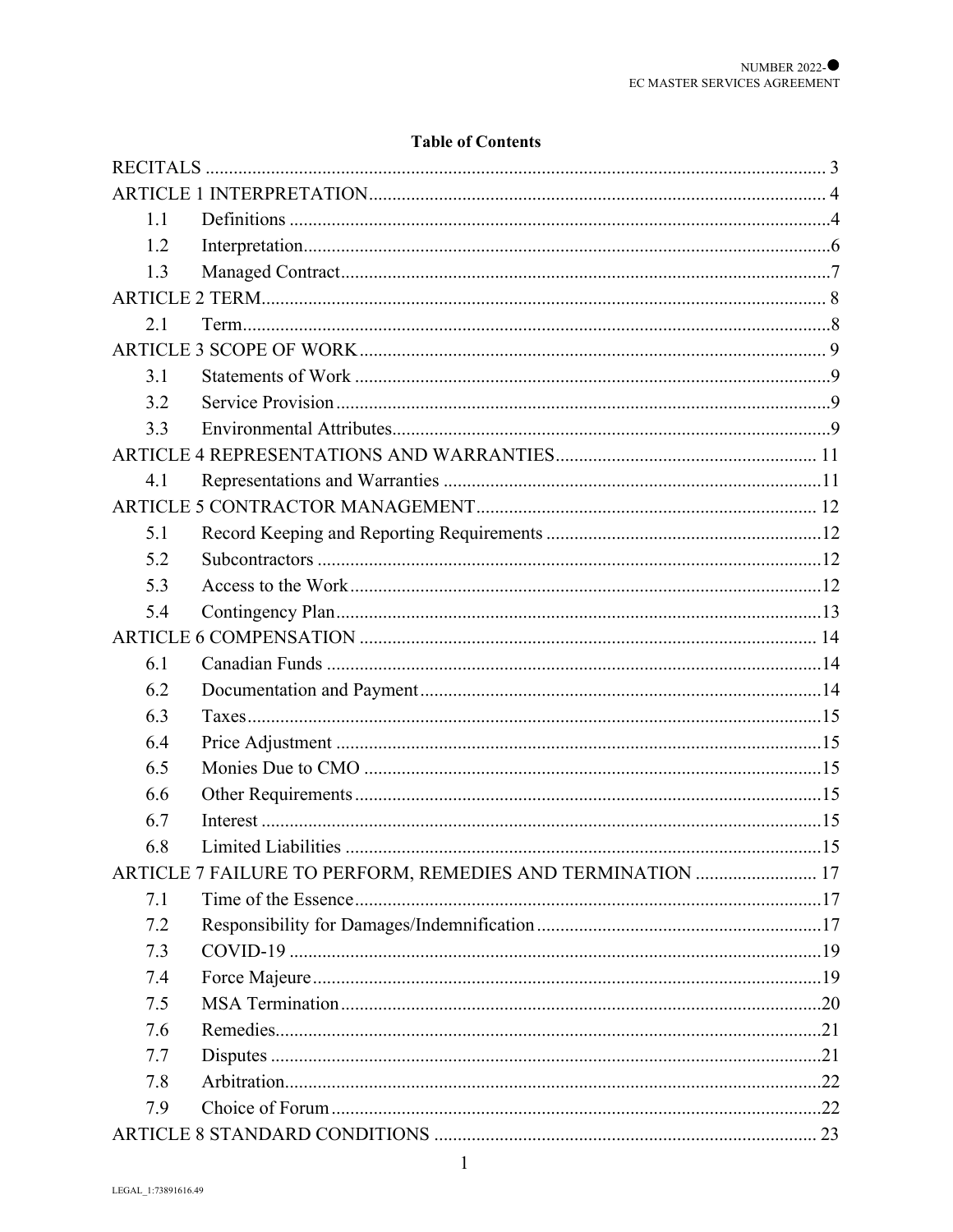**Table of Contents**

RECITALS ..... 3

ARTICLE 1 INTERPRETATION ..... 4

- 1.1 Definitions ..... 4
- 1.2 Interpretation ..... 6
- 1.3 Managed Contract ..... 7

ARTICLE 2 TERM ..... 8

- 2.1 Term ..... 8

ARTICLE 3 SCOPE OF WORK ..... 9

- 3.1 Statements of Work ..... 9
- 3.2 Service Provision ..... 9
- 3.3 Environmental Attributes ..... 9

ARTICLE 4 REPRESENTATIONS AND WARRANTIES ..... 11

- 4.1 Representations and Warranties ..... 11

ARTICLE 5 CONTRACTOR MANAGEMENT ..... 12

- 5.1 Record Keeping and Reporting Requirements ..... 12
- 5.2 Subcontractors ..... 12
- 5.3 Access to the Work ..... 12
- 5.4 Contingency Plan ..... 13

ARTICLE 6 COMPENSATION ..... 14

- 6.1 Canadian Funds ..... 14
- 6.2 Documentation and Payment ..... 14
- 6.3 Taxes ..... 15
- 6.4 Price Adjustment ..... 15
- 6.5 Monies Due to CMO ..... 15
- 6.6 Other Requirements ..... 15
- 6.7 Interest ..... 15
- 6.8 Limited Liabilities ..... 15

ARTICLE 7 FAILURE TO PERFORM, REMEDIES AND TERMINATION ..... 17

- 7.1 Time of the Essence ..... 17
- 7.2 Responsibility for Damages/Indemnification ..... 17
- 7.3 COVID-19 ..... 19
- 7.4 Force Majeure ..... 19
- 7.5 MSA Termination ..... 20
- 7.6 Remedies ..... 21
- 7.7 Disputes ..... 21
- 7.8 Arbitration ..... 22
- 7.9 Choice of Forum ..... 22

ARTICLE 8 STANDARD CONDITIONS ..... 23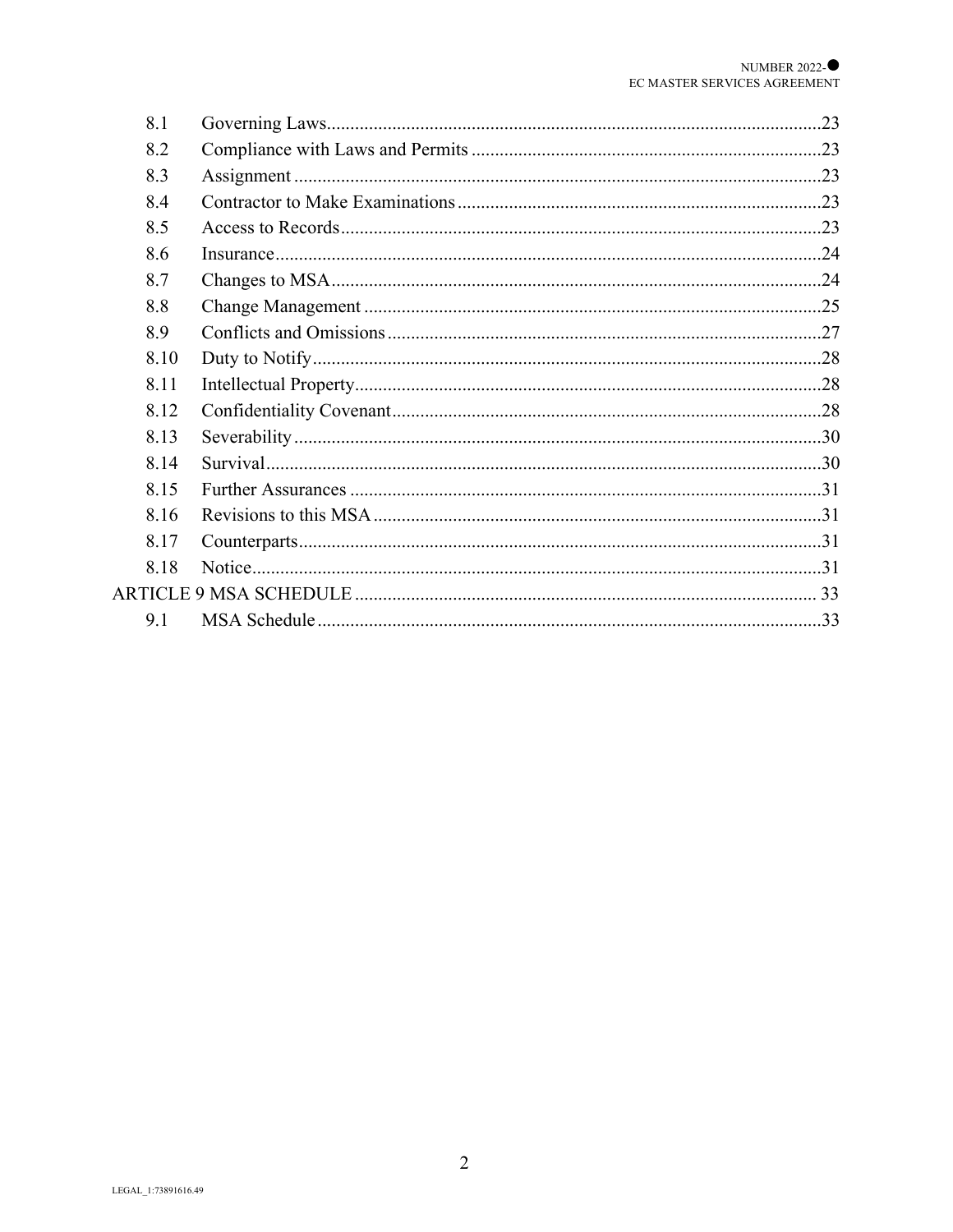| | | |
|---|---|---|
| 8.1 | Governing Laws | 23 |
| 8.2 | Compliance with Laws and Permits | 23 |
| 8.3 | Assignment | 23 |
| 8.4 | Contractor to Make Examinations | 23 |
| 8.5 | Access to Records | 23 |
| 8.6 | Insurance | 24 |
| 8.7 | Changes to MSA | 24 |
| 8.8 | Change Management | 25 |
| 8.9 | Conflicts and Omissions | 27 |
| 8.10 | Duty to Notify | 28 |
| 8.11 | Intellectual Property | 28 |
| 8.12 | Confidentiality Covenant | 28 |
| 8.13 | Severability | 30 |
| 8.14 | Survival | 30 |
| 8.15 | Further Assurances | 31 |
| 8.16 | Revisions to this MSA | 31 |
| 8.17 | Counterparts | 31 |
| 8.18 | Notice | 31 |
| ARTICLE 9 MSA SCHEDULE | | 33 |
| 9.1 | MSA Schedule | 33 |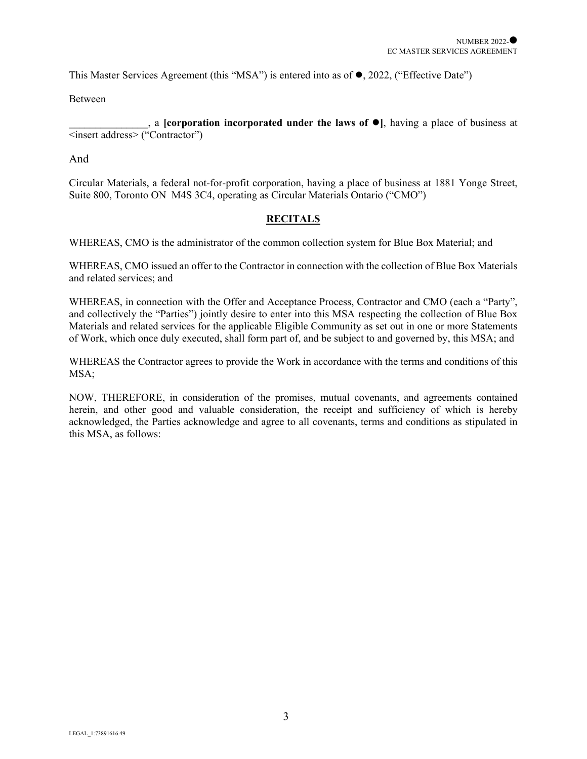This Master Services Agreement (this "MSA") is entered into as of ●, 2022, ("Effective Date")

Between

_______________, a **[corporation incorporated under the laws of ●]**, having a place of business at <insert address> ("Contractor")

And

Circular Materials, a federal not-for-profit corporation, having a place of business at 1881 Yonge Street, Suite 800, Toronto ON M4S 3C4, operating as Circular Materials Ontario ("CMO")

## RECITALS

WHEREAS, CMO is the administrator of the common collection system for Blue Box Material; and

WHEREAS, CMO issued an offer to the Contractor in connection with the collection of Blue Box Materials and related services; and

WHEREAS, in connection with the Offer and Acceptance Process, Contractor and CMO (each a "Party", and collectively the "Parties") jointly desire to enter into this MSA respecting the collection of Blue Box Materials and related services for the applicable Eligible Community as set out in one or more Statements of Work, which once duly executed, shall form part of, and be subject to and governed by, this MSA; and

WHEREAS the Contractor agrees to provide the Work in accordance with the terms and conditions of this MSA;

NOW, THEREFORE, in consideration of the promises, mutual covenants, and agreements contained herein, and other good and valuable consideration, the receipt and sufficiency of which is hereby acknowledged, the Parties acknowledge and agree to all covenants, terms and conditions as stipulated in this MSA, as follows: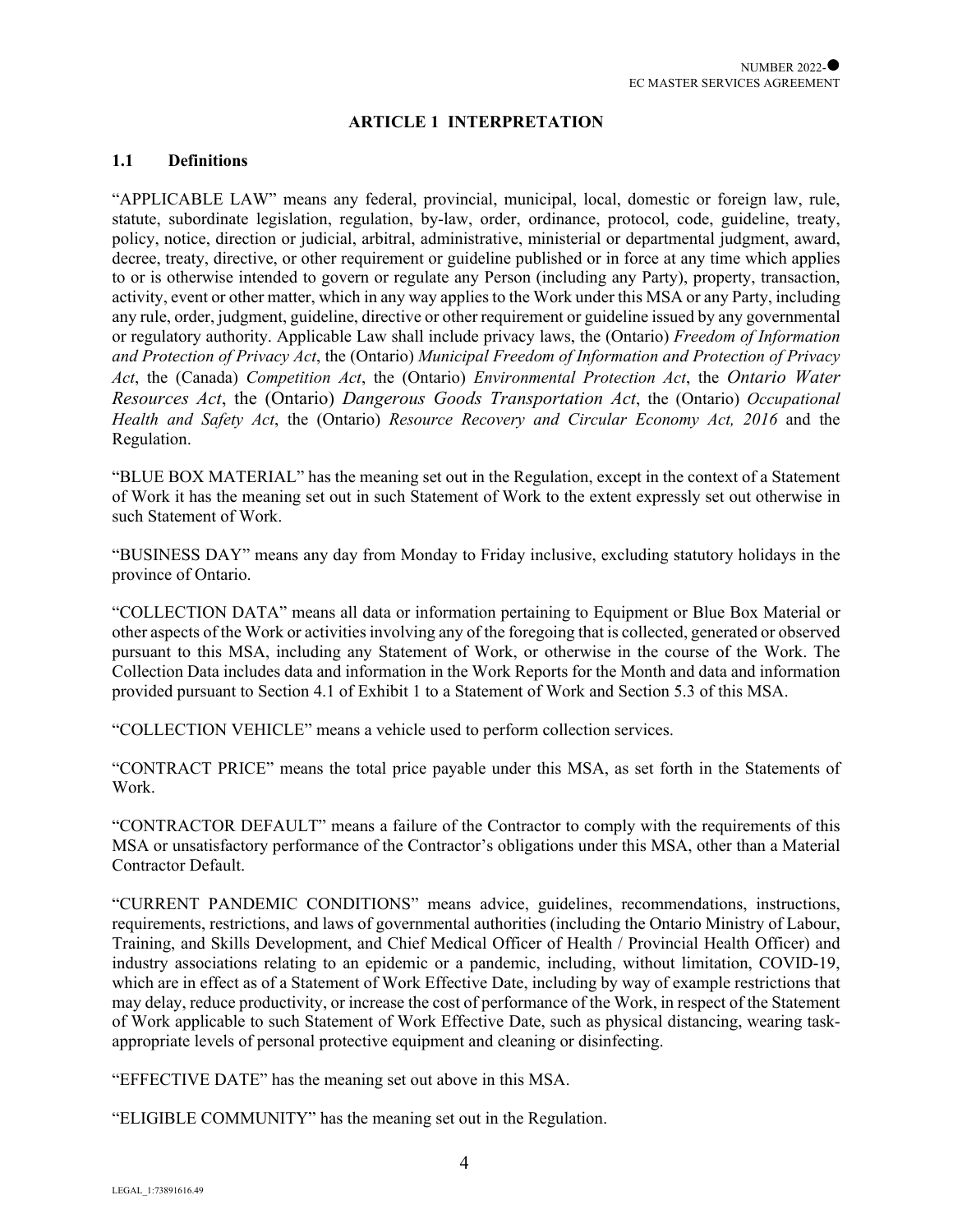## ARTICLE 1 INTERPRETATION

### 1.1 Definitions

"APPLICABLE LAW" means any federal, provincial, municipal, local, domestic or foreign law, rule, statute, subordinate legislation, regulation, by-law, order, ordinance, protocol, code, guideline, treaty, policy, notice, direction or judicial, arbitral, administrative, ministerial or departmental judgment, award, decree, treaty, directive, or other requirement or guideline published or in force at any time which applies to or is otherwise intended to govern or regulate any Person (including any Party), property, transaction, activity, event or other matter, which in any way applies to the Work under this MSA or any Party, including any rule, order, judgment, guideline, directive or other requirement or guideline issued by any governmental or regulatory authority. Applicable Law shall include privacy laws, the (Ontario) *Freedom of Information and Protection of Privacy Act*, the (Ontario) *Municipal Freedom of Information and Protection of Privacy Act*, the (Canada) *Competition Act*, the (Ontario) *Environmental Protection Act*, the *Ontario Water Resources Act*, the (Ontario) *Dangerous Goods Transportation Act*, the (Ontario) *Occupational Health and Safety Act*, the (Ontario) *Resource Recovery and Circular Economy Act, 2016* and the Regulation.

"BLUE BOX MATERIAL" has the meaning set out in the Regulation, except in the context of a Statement of Work it has the meaning set out in such Statement of Work to the extent expressly set out otherwise in such Statement of Work.

"BUSINESS DAY" means any day from Monday to Friday inclusive, excluding statutory holidays in the province of Ontario.

"COLLECTION DATA" means all data or information pertaining to Equipment or Blue Box Material or other aspects of the Work or activities involving any of the foregoing that is collected, generated or observed pursuant to this MSA, including any Statement of Work, or otherwise in the course of the Work. The Collection Data includes data and information in the Work Reports for the Month and data and information provided pursuant to Section 4.1 of Exhibit 1 to a Statement of Work and Section 5.3 of this MSA.

"COLLECTION VEHICLE" means a vehicle used to perform collection services.

"CONTRACT PRICE" means the total price payable under this MSA, as set forth in the Statements of Work.

"CONTRACTOR DEFAULT" means a failure of the Contractor to comply with the requirements of this MSA or unsatisfactory performance of the Contractor's obligations under this MSA, other than a Material Contractor Default.

"CURRENT PANDEMIC CONDITIONS" means advice, guidelines, recommendations, instructions, requirements, restrictions, and laws of governmental authorities (including the Ontario Ministry of Labour, Training, and Skills Development, and Chief Medical Officer of Health / Provincial Health Officer) and industry associations relating to an epidemic or a pandemic, including, without limitation, COVID-19, which are in effect as of a Statement of Work Effective Date, including by way of example restrictions that may delay, reduce productivity, or increase the cost of performance of the Work, in respect of the Statement of Work applicable to such Statement of Work Effective Date, such as physical distancing, wearing task-appropriate levels of personal protective equipment and cleaning or disinfecting.

"EFFECTIVE DATE" has the meaning set out above in this MSA.

"ELIGIBLE COMMUNITY" has the meaning set out in the Regulation.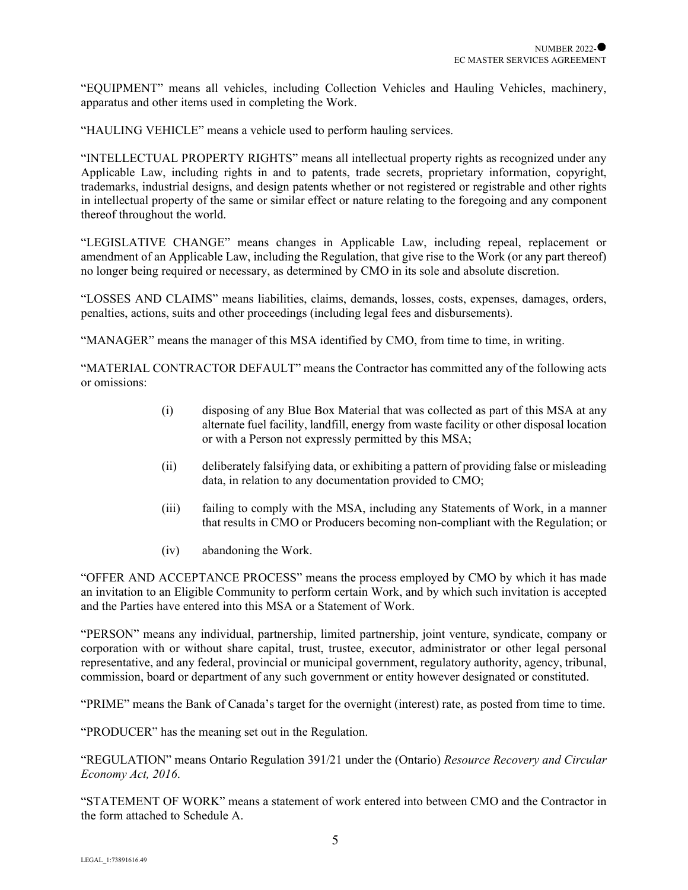"EQUIPMENT" means all vehicles, including Collection Vehicles and Hauling Vehicles, machinery, apparatus and other items used in completing the Work.

"HAULING VEHICLE" means a vehicle used to perform hauling services.

"INTELLECTUAL PROPERTY RIGHTS" means all intellectual property rights as recognized under any Applicable Law, including rights in and to patents, trade secrets, proprietary information, copyright, trademarks, industrial designs, and design patents whether or not registered or registrable and other rights in intellectual property of the same or similar effect or nature relating to the foregoing and any component thereof throughout the world.

"LEGISLATIVE CHANGE" means changes in Applicable Law, including repeal, replacement or amendment of an Applicable Law, including the Regulation, that give rise to the Work (or any part thereof) no longer being required or necessary, as determined by CMO in its sole and absolute discretion.

"LOSSES AND CLAIMS" means liabilities, claims, demands, losses, costs, expenses, damages, orders, penalties, actions, suits and other proceedings (including legal fees and disbursements).

"MANAGER" means the manager of this MSA identified by CMO, from time to time, in writing.

"MATERIAL CONTRACTOR DEFAULT" means the Contractor has committed any of the following acts or omissions:

(i) disposing of any Blue Box Material that was collected as part of this MSA at any alternate fuel facility, landfill, energy from waste facility or other disposal location or with a Person not expressly permitted by this MSA;

(ii) deliberately falsifying data, or exhibiting a pattern of providing false or misleading data, in relation to any documentation provided to CMO;

(iii) failing to comply with the MSA, including any Statements of Work, in a manner that results in CMO or Producers becoming non-compliant with the Regulation; or

(iv) abandoning the Work.

"OFFER AND ACCEPTANCE PROCESS" means the process employed by CMO by which it has made an invitation to an Eligible Community to perform certain Work, and by which such invitation is accepted and the Parties have entered into this MSA or a Statement of Work.

"PERSON" means any individual, partnership, limited partnership, joint venture, syndicate, company or corporation with or without share capital, trust, trustee, executor, administrator or other legal personal representative, and any federal, provincial or municipal government, regulatory authority, agency, tribunal, commission, board or department of any such government or entity however designated or constituted.

"PRIME" means the Bank of Canada's target for the overnight (interest) rate, as posted from time to time.

"PRODUCER" has the meaning set out in the Regulation.

"REGULATION" means Ontario Regulation 391/21 under the (Ontario) *Resource Recovery and Circular Economy Act, 2016*.

"STATEMENT OF WORK" means a statement of work entered into between CMO and the Contractor in the form attached to Schedule A.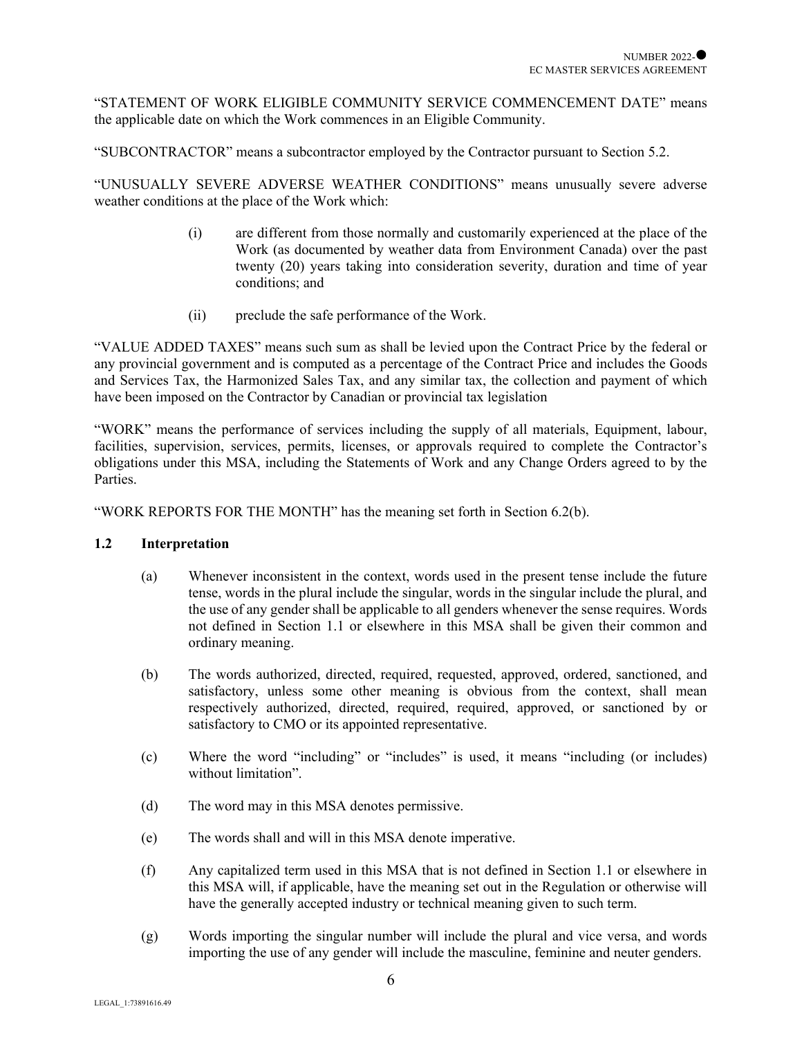"STATEMENT OF WORK ELIGIBLE COMMUNITY SERVICE COMMENCEMENT DATE" means the applicable date on which the Work commences in an Eligible Community.

"SUBCONTRACTOR" means a subcontractor employed by the Contractor pursuant to Section 5.2.

"UNUSUALLY SEVERE ADVERSE WEATHER CONDITIONS" means unusually severe adverse weather conditions at the place of the Work which:

(i) are different from those normally and customarily experienced at the place of the Work (as documented by weather data from Environment Canada) over the past twenty (20) years taking into consideration severity, duration and time of year conditions; and

(ii) preclude the safe performance of the Work.

"VALUE ADDED TAXES" means such sum as shall be levied upon the Contract Price by the federal or any provincial government and is computed as a percentage of the Contract Price and includes the Goods and Services Tax, the Harmonized Sales Tax, and any similar tax, the collection and payment of which have been imposed on the Contractor by Canadian or provincial tax legislation

"WORK" means the performance of services including the supply of all materials, Equipment, labour, facilities, supervision, services, permits, licenses, or approvals required to complete the Contractor's obligations under this MSA, including the Statements of Work and any Change Orders agreed to by the Parties.

"WORK REPORTS FOR THE MONTH" has the meaning set forth in Section 6.2(b).

### 1.2 Interpretation

(a) Whenever inconsistent in the context, words used in the present tense include the future tense, words in the plural include the singular, words in the singular include the plural, and the use of any gender shall be applicable to all genders whenever the sense requires. Words not defined in Section 1.1 or elsewhere in this MSA shall be given their common and ordinary meaning.

(b) The words authorized, directed, required, requested, approved, ordered, sanctioned, and satisfactory, unless some other meaning is obvious from the context, shall mean respectively authorized, directed, required, required, approved, or sanctioned by or satisfactory to CMO or its appointed representative.

(c) Where the word "including" or "includes" is used, it means "including (or includes) without limitation".

(d) The word may in this MSA denotes permissive.

(e) The words shall and will in this MSA denote imperative.

(f) Any capitalized term used in this MSA that is not defined in Section 1.1 or elsewhere in this MSA will, if applicable, have the meaning set out in the Regulation or otherwise will have the generally accepted industry or technical meaning given to such term.

(g) Words importing the singular number will include the plural and vice versa, and words importing the use of any gender will include the masculine, feminine and neuter genders.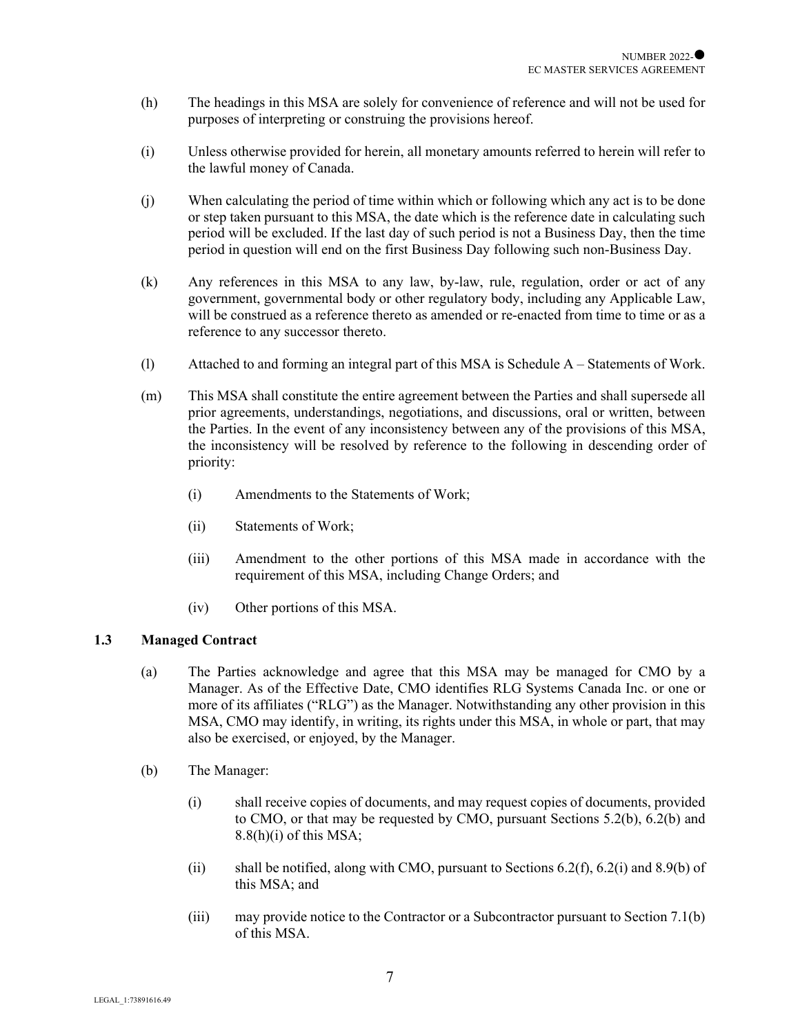(h) The headings in this MSA are solely for convenience of reference and will not be used for purposes of interpreting or construing the provisions hereof.

(i) Unless otherwise provided for herein, all monetary amounts referred to herein will refer to the lawful money of Canada.

(j) When calculating the period of time within which or following which any act is to be done or step taken pursuant to this MSA, the date which is the reference date in calculating such period will be excluded. If the last day of such period is not a Business Day, then the time period in question will end on the first Business Day following such non-Business Day.

(k) Any references in this MSA to any law, by-law, rule, regulation, order or act of any government, governmental body or other regulatory body, including any Applicable Law, will be construed as a reference thereto as amended or re-enacted from time to time or as a reference to any successor thereto.

(l) Attached to and forming an integral part of this MSA is Schedule A – Statements of Work.

(m) This MSA shall constitute the entire agreement between the Parties and shall supersede all prior agreements, understandings, negotiations, and discussions, oral or written, between the Parties. In the event of any inconsistency between any of the provisions of this MSA, the inconsistency will be resolved by reference to the following in descending order of priority:

   (i) Amendments to the Statements of Work;

   (ii) Statements of Work;

   (iii) Amendment to the other portions of this MSA made in accordance with the requirement of this MSA, including Change Orders; and

   (iv) Other portions of this MSA.

### 1.3 Managed Contract

(a) The Parties acknowledge and agree that this MSA may be managed for CMO by a Manager. As of the Effective Date, CMO identifies RLG Systems Canada Inc. or one or more of its affiliates ("RLG") as the Manager. Notwithstanding any other provision in this MSA, CMO may identify, in writing, its rights under this MSA, in whole or part, that may also be exercised, or enjoyed, by the Manager.

(b) The Manager:

   (i) shall receive copies of documents, and may request copies of documents, provided to CMO, or that may be requested by CMO, pursuant Sections 5.2(b), 6.2(b) and 8.8(h)(i) of this MSA;

   (ii) shall be notified, along with CMO, pursuant to Sections 6.2(f), 6.2(i) and 8.9(b) of this MSA; and

   (iii) may provide notice to the Contractor or a Subcontractor pursuant to Section 7.1(b) of this MSA.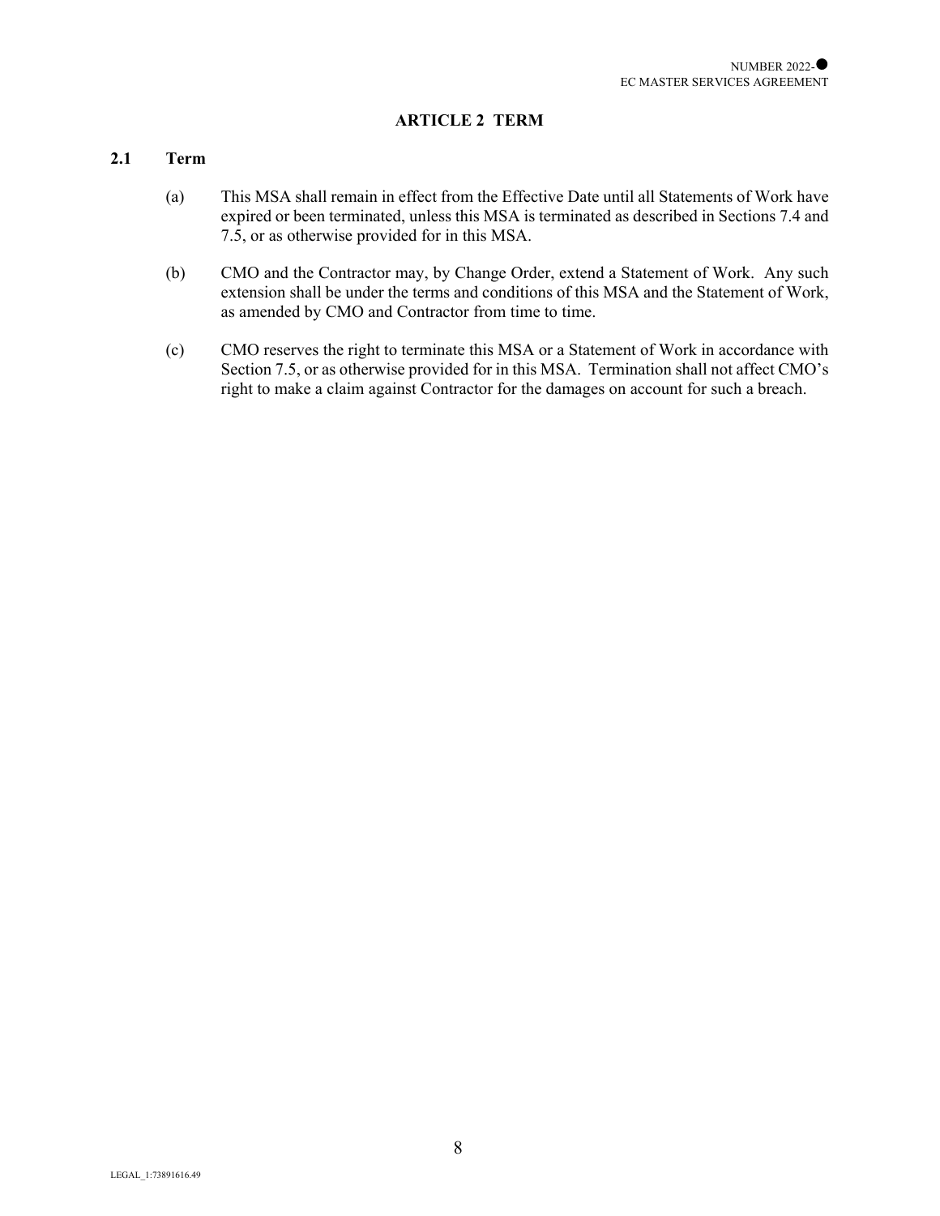## ARTICLE 2 TERM

### 2.1 Term

(a) This MSA shall remain in effect from the Effective Date until all Statements of Work have expired or been terminated, unless this MSA is terminated as described in Sections 7.4 and 7.5, or as otherwise provided for in this MSA.

(b) CMO and the Contractor may, by Change Order, extend a Statement of Work. Any such extension shall be under the terms and conditions of this MSA and the Statement of Work, as amended by CMO and Contractor from time to time.

(c) CMO reserves the right to terminate this MSA or a Statement of Work in accordance with Section 7.5, or as otherwise provided for in this MSA. Termination shall not affect CMO's right to make a claim against Contractor for the damages on account for such a breach.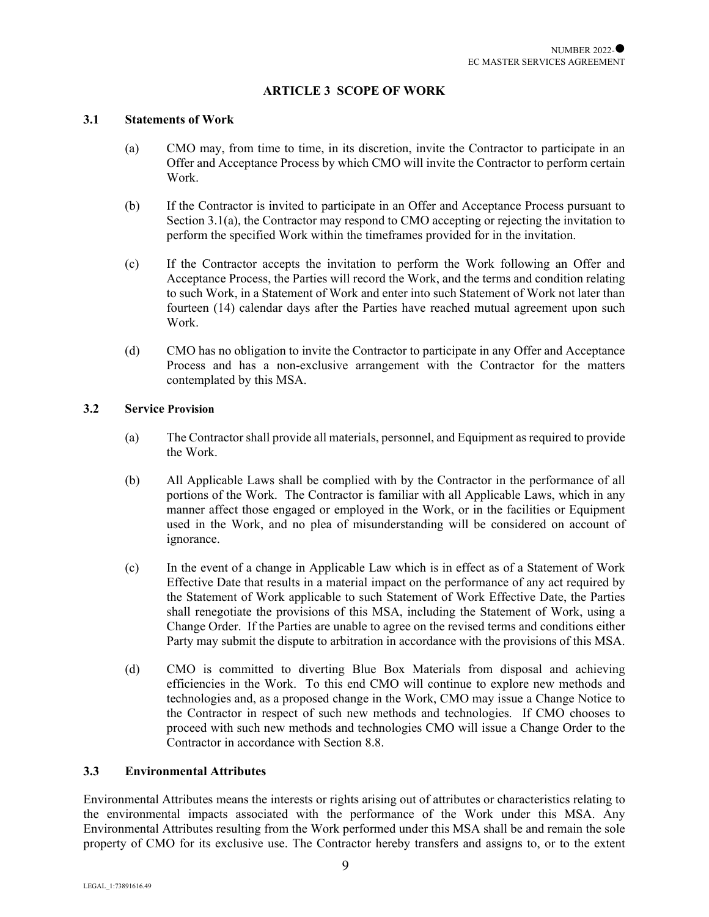## ARTICLE 3 SCOPE OF WORK

### 3.1 Statements of Work

(a) CMO may, from time to time, in its discretion, invite the Contractor to participate in an Offer and Acceptance Process by which CMO will invite the Contractor to perform certain Work.

(b) If the Contractor is invited to participate in an Offer and Acceptance Process pursuant to Section 3.1(a), the Contractor may respond to CMO accepting or rejecting the invitation to perform the specified Work within the timeframes provided for in the invitation.

(c) If the Contractor accepts the invitation to perform the Work following an Offer and Acceptance Process, the Parties will record the Work, and the terms and condition relating to such Work, in a Statement of Work and enter into such Statement of Work not later than fourteen (14) calendar days after the Parties have reached mutual agreement upon such Work.

(d) CMO has no obligation to invite the Contractor to participate in any Offer and Acceptance Process and has a non-exclusive arrangement with the Contractor for the matters contemplated by this MSA.

### 3.2 Service Provision

(a) The Contractor shall provide all materials, personnel, and Equipment as required to provide the Work.

(b) All Applicable Laws shall be complied with by the Contractor in the performance of all portions of the Work. The Contractor is familiar with all Applicable Laws, which in any manner affect those engaged or employed in the Work, or in the facilities or Equipment used in the Work, and no plea of misunderstanding will be considered on account of ignorance.

(c) In the event of a change in Applicable Law which is in effect as of a Statement of Work Effective Date that results in a material impact on the performance of any act required by the Statement of Work applicable to such Statement of Work Effective Date, the Parties shall renegotiate the provisions of this MSA, including the Statement of Work, using a Change Order. If the Parties are unable to agree on the revised terms and conditions either Party may submit the dispute to arbitration in accordance with the provisions of this MSA.

(d) CMO is committed to diverting Blue Box Materials from disposal and achieving efficiencies in the Work. To this end CMO will continue to explore new methods and technologies and, as a proposed change in the Work, CMO may issue a Change Notice to the Contractor in respect of such new methods and technologies. If CMO chooses to proceed with such new methods and technologies CMO will issue a Change Order to the Contractor in accordance with Section 8.8.

### 3.3 Environmental Attributes

Environmental Attributes means the interests or rights arising out of attributes or characteristics relating to the environmental impacts associated with the performance of the Work under this MSA. Any Environmental Attributes resulting from the Work performed under this MSA shall be and remain the sole property of CMO for its exclusive use. The Contractor hereby transfers and assigns to, or to the extent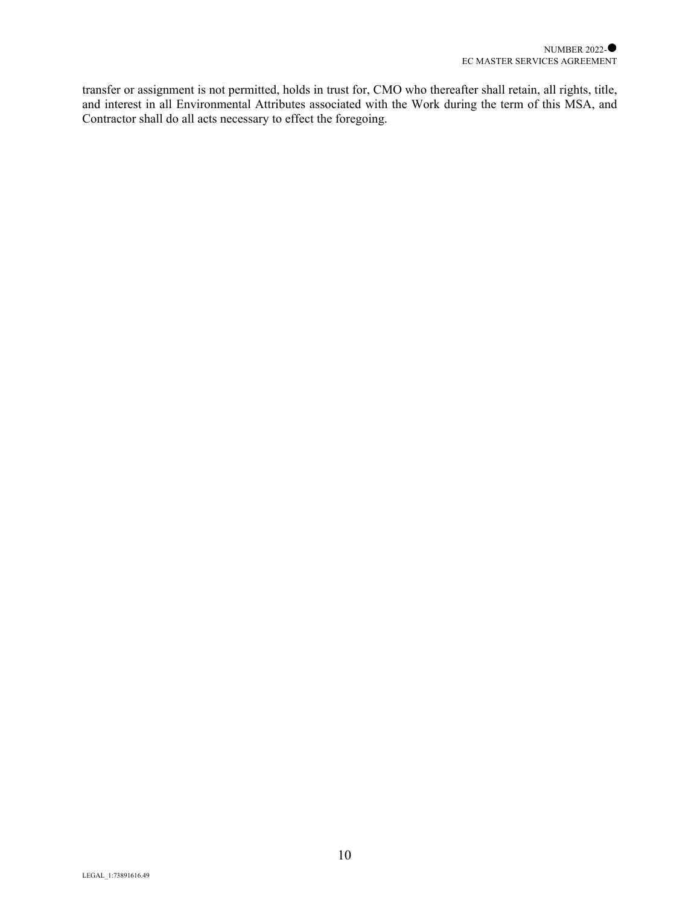transfer or assignment is not permitted, holds in trust for, CMO who thereafter shall retain, all rights, title, and interest in all Environmental Attributes associated with the Work during the term of this MSA, and Contractor shall do all acts necessary to effect the foregoing.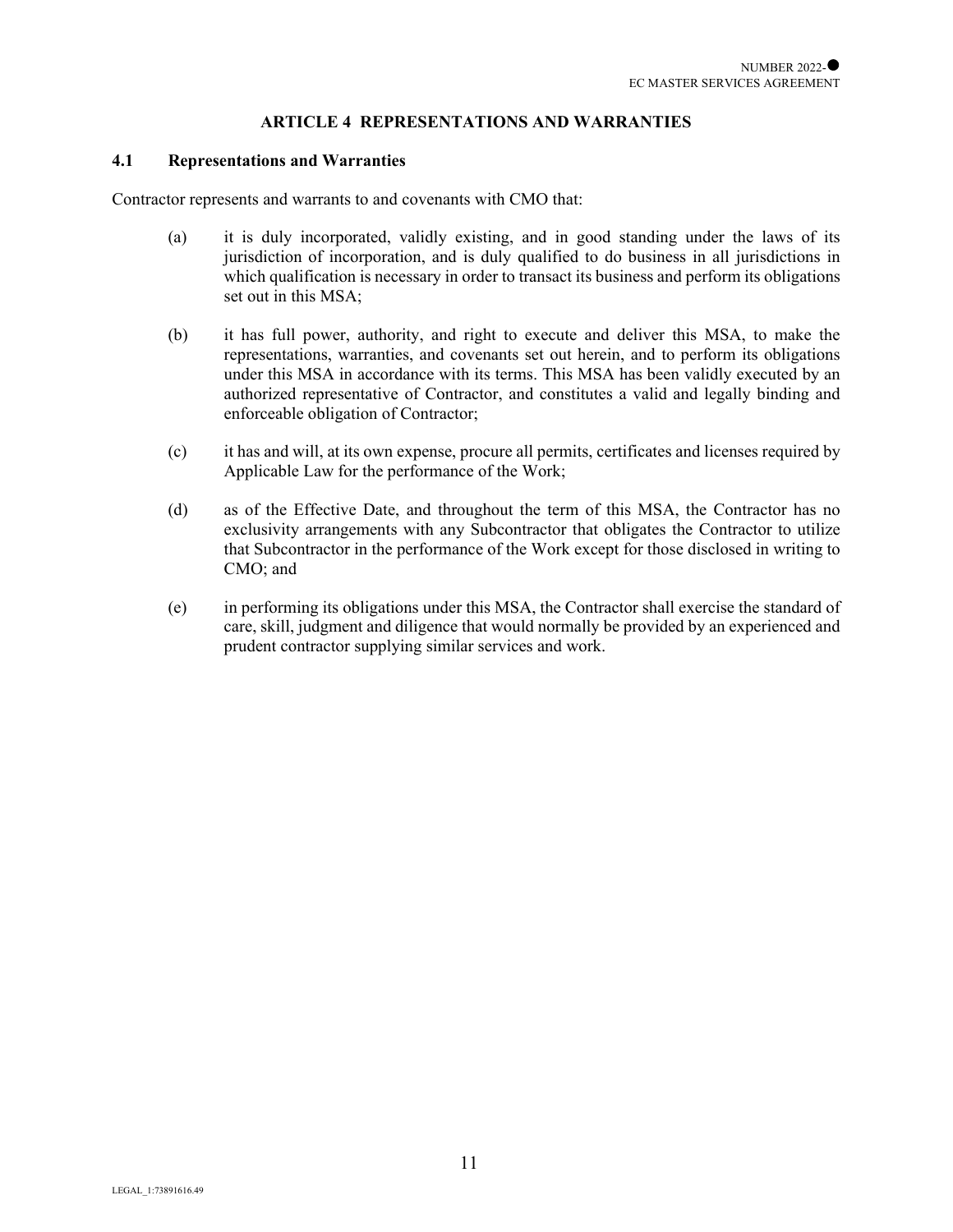## ARTICLE 4 REPRESENTATIONS AND WARRANTIES

### 4.1 Representations and Warranties

Contractor represents and warrants to and covenants with CMO that:

(a) it is duly incorporated, validly existing, and in good standing under the laws of its jurisdiction of incorporation, and is duly qualified to do business in all jurisdictions in which qualification is necessary in order to transact its business and perform its obligations set out in this MSA;

(b) it has full power, authority, and right to execute and deliver this MSA, to make the representations, warranties, and covenants set out herein, and to perform its obligations under this MSA in accordance with its terms. This MSA has been validly executed by an authorized representative of Contractor, and constitutes a valid and legally binding and enforceable obligation of Contractor;

(c) it has and will, at its own expense, procure all permits, certificates and licenses required by Applicable Law for the performance of the Work;

(d) as of the Effective Date, and throughout the term of this MSA, the Contractor has no exclusivity arrangements with any Subcontractor that obligates the Contractor to utilize that Subcontractor in the performance of the Work except for those disclosed in writing to CMO; and

(e) in performing its obligations under this MSA, the Contractor shall exercise the standard of care, skill, judgment and diligence that would normally be provided by an experienced and prudent contractor supplying similar services and work.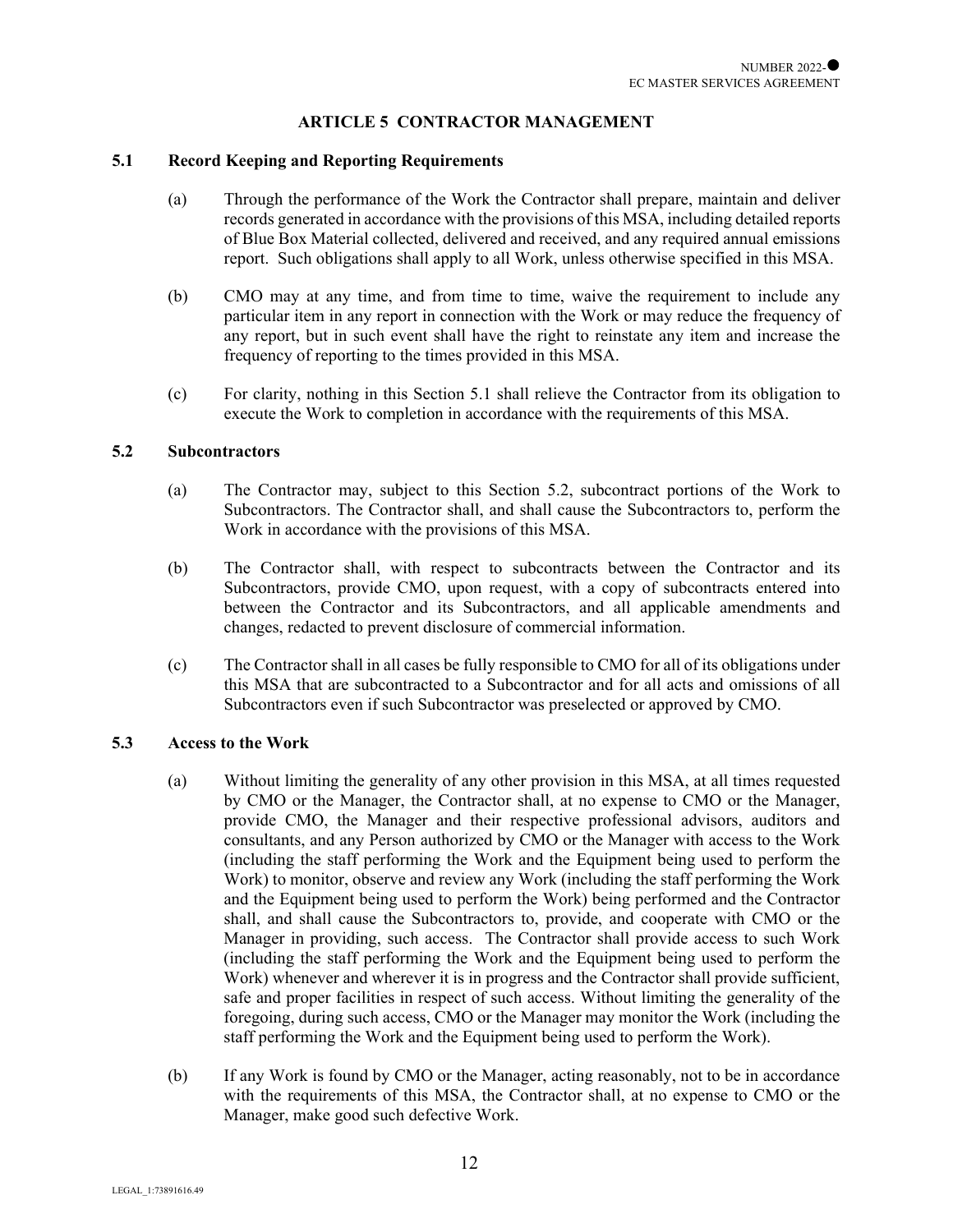## ARTICLE 5 CONTRACTOR MANAGEMENT

### 5.1 Record Keeping and Reporting Requirements

(a) Through the performance of the Work the Contractor shall prepare, maintain and deliver records generated in accordance with the provisions of this MSA, including detailed reports of Blue Box Material collected, delivered and received, and any required annual emissions report. Such obligations shall apply to all Work, unless otherwise specified in this MSA.

(b) CMO may at any time, and from time to time, waive the requirement to include any particular item in any report in connection with the Work or may reduce the frequency of any report, but in such event shall have the right to reinstate any item and increase the frequency of reporting to the times provided in this MSA.

(c) For clarity, nothing in this Section 5.1 shall relieve the Contractor from its obligation to execute the Work to completion in accordance with the requirements of this MSA.

### 5.2 Subcontractors

(a) The Contractor may, subject to this Section 5.2, subcontract portions of the Work to Subcontractors. The Contractor shall, and shall cause the Subcontractors to, perform the Work in accordance with the provisions of this MSA.

(b) The Contractor shall, with respect to subcontracts between the Contractor and its Subcontractors, provide CMO, upon request, with a copy of subcontracts entered into between the Contractor and its Subcontractors, and all applicable amendments and changes, redacted to prevent disclosure of commercial information.

(c) The Contractor shall in all cases be fully responsible to CMO for all of its obligations under this MSA that are subcontracted to a Subcontractor and for all acts and omissions of all Subcontractors even if such Subcontractor was preselected or approved by CMO.

### 5.3 Access to the Work

(a) Without limiting the generality of any other provision in this MSA, at all times requested by CMO or the Manager, the Contractor shall, at no expense to CMO or the Manager, provide CMO, the Manager and their respective professional advisors, auditors and consultants, and any Person authorized by CMO or the Manager with access to the Work (including the staff performing the Work and the Equipment being used to perform the Work) to monitor, observe and review any Work (including the staff performing the Work and the Equipment being used to perform the Work) being performed and the Contractor shall, and shall cause the Subcontractors to, provide, and cooperate with CMO or the Manager in providing, such access. The Contractor shall provide access to such Work (including the staff performing the Work and the Equipment being used to perform the Work) whenever and wherever it is in progress and the Contractor shall provide sufficient, safe and proper facilities in respect of such access. Without limiting the generality of the foregoing, during such access, CMO or the Manager may monitor the Work (including the staff performing the Work and the Equipment being used to perform the Work).

(b) If any Work is found by CMO or the Manager, acting reasonably, not to be in accordance with the requirements of this MSA, the Contractor shall, at no expense to CMO or the Manager, make good such defective Work.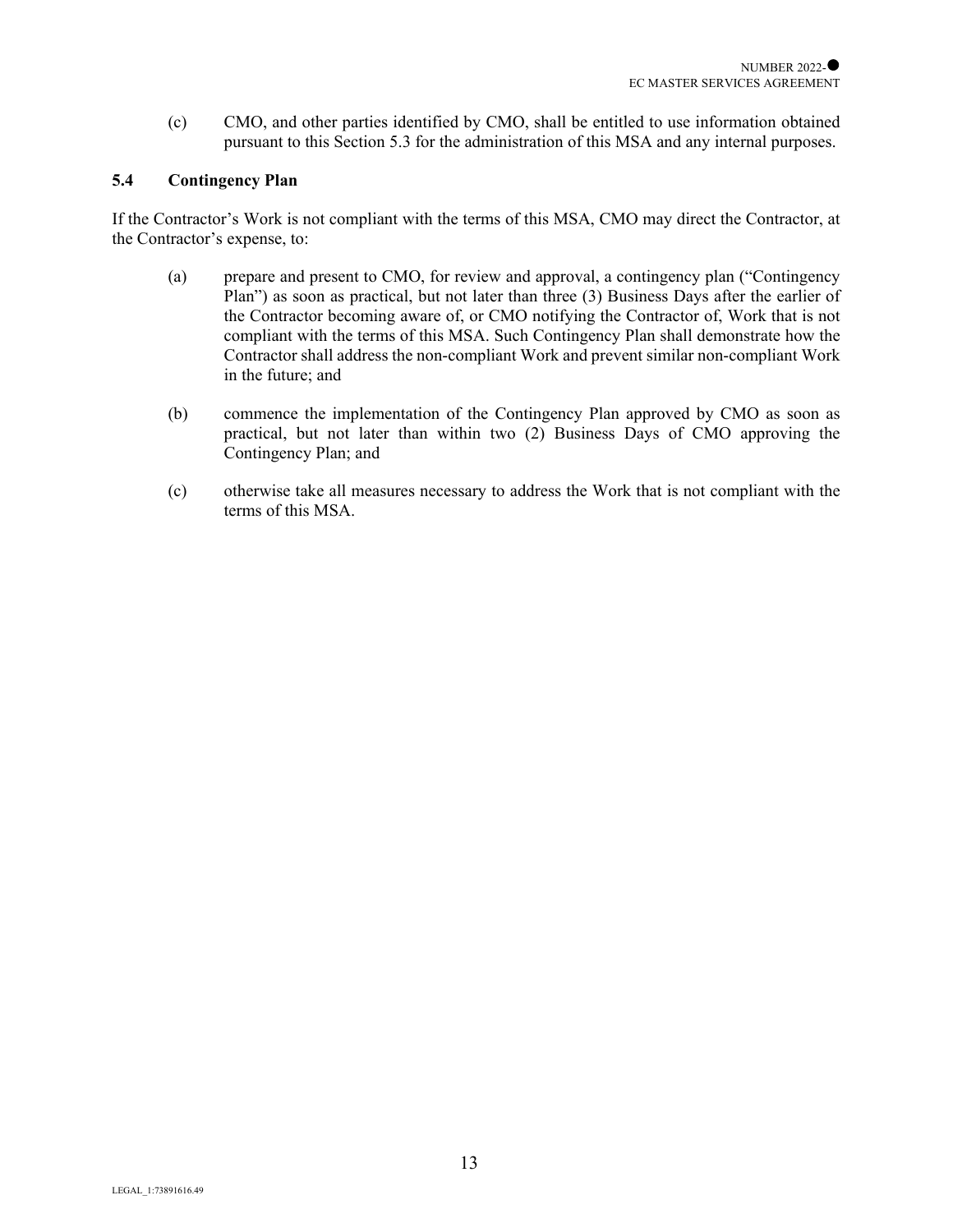(c) CMO, and other parties identified by CMO, shall be entitled to use information obtained pursuant to this Section 5.3 for the administration of this MSA and any internal purposes.

### 5.4 Contingency Plan

If the Contractor's Work is not compliant with the terms of this MSA, CMO may direct the Contractor, at the Contractor's expense, to:

(a) prepare and present to CMO, for review and approval, a contingency plan ("Contingency Plan") as soon as practical, but not later than three (3) Business Days after the earlier of the Contractor becoming aware of, or CMO notifying the Contractor of, Work that is not compliant with the terms of this MSA. Such Contingency Plan shall demonstrate how the Contractor shall address the non-compliant Work and prevent similar non-compliant Work in the future; and

(b) commence the implementation of the Contingency Plan approved by CMO as soon as practical, but not later than within two (2) Business Days of CMO approving the Contingency Plan; and

(c) otherwise take all measures necessary to address the Work that is not compliant with the terms of this MSA.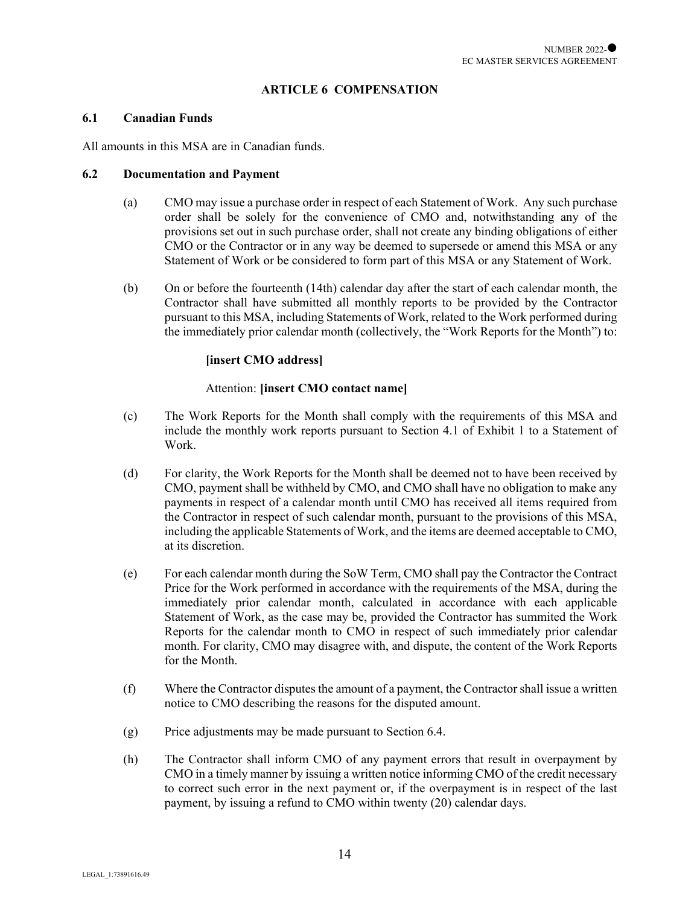## ARTICLE 6 COMPENSATION

### 6.1 Canadian Funds

All amounts in this MSA are in Canadian funds.

### 6.2 Documentation and Payment

(a) CMO may issue a purchase order in respect of each Statement of Work. Any such purchase order shall be solely for the convenience of CMO and, notwithstanding any of the provisions set out in such purchase order, shall not create any binding obligations of either CMO or the Contractor or in any way be deemed to supersede or amend this MSA or any Statement of Work or be considered to form part of this MSA or any Statement of Work.

(b) On or before the fourteenth (14th) calendar day after the start of each calendar month, the Contractor shall have submitted all monthly reports to be provided by the Contractor pursuant to this MSA, including Statements of Work, related to the Work performed during the immediately prior calendar month (collectively, the "Work Reports for the Month") to:

**[insert CMO address]**

Attention: **[insert CMO contact name]**

(c) The Work Reports for the Month shall comply with the requirements of this MSA and include the monthly work reports pursuant to Section 4.1 of Exhibit 1 to a Statement of Work.

(d) For clarity, the Work Reports for the Month shall be deemed not to have been received by CMO, payment shall be withheld by CMO, and CMO shall have no obligation to make any payments in respect of a calendar month until CMO has received all items required from the Contractor in respect of such calendar month, pursuant to the provisions of this MSA, including the applicable Statements of Work, and the items are deemed acceptable to CMO, at its discretion.

(e) For each calendar month during the SoW Term, CMO shall pay the Contractor the Contract Price for the Work performed in accordance with the requirements of the MSA, during the immediately prior calendar month, calculated in accordance with each applicable Statement of Work, as the case may be, provided the Contractor has summited the Work Reports for the calendar month to CMO in respect of such immediately prior calendar month. For clarity, CMO may disagree with, and dispute, the content of the Work Reports for the Month.

(f) Where the Contractor disputes the amount of a payment, the Contractor shall issue a written notice to CMO describing the reasons for the disputed amount.

(g) Price adjustments may be made pursuant to Section 6.4.

(h) The Contractor shall inform CMO of any payment errors that result in overpayment by CMO in a timely manner by issuing a written notice informing CMO of the credit necessary to correct such error in the next payment or, if the overpayment is in respect of the last payment, by issuing a refund to CMO within twenty (20) calendar days.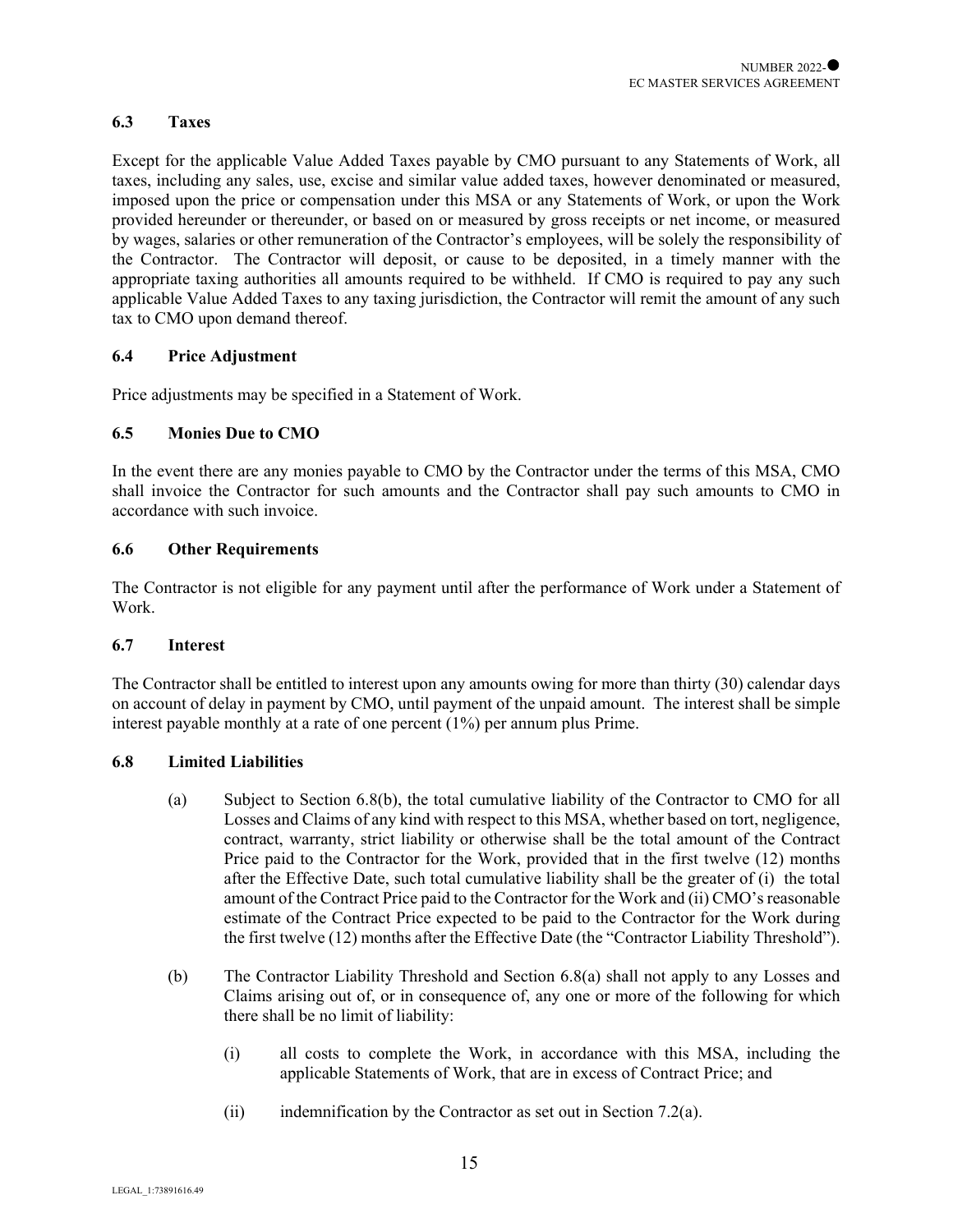### 6.3 Taxes

Except for the applicable Value Added Taxes payable by CMO pursuant to any Statements of Work, all taxes, including any sales, use, excise and similar value added taxes, however denominated or measured, imposed upon the price or compensation under this MSA or any Statements of Work, or upon the Work provided hereunder or thereunder, or based on or measured by gross receipts or net income, or measured by wages, salaries or other remuneration of the Contractor's employees, will be solely the responsibility of the Contractor. The Contractor will deposit, or cause to be deposited, in a timely manner with the appropriate taxing authorities all amounts required to be withheld. If CMO is required to pay any such applicable Value Added Taxes to any taxing jurisdiction, the Contractor will remit the amount of any such tax to CMO upon demand thereof.

### 6.4 Price Adjustment

Price adjustments may be specified in a Statement of Work.

### 6.5 Monies Due to CMO

In the event there are any monies payable to CMO by the Contractor under the terms of this MSA, CMO shall invoice the Contractor for such amounts and the Contractor shall pay such amounts to CMO in accordance with such invoice.

### 6.6 Other Requirements

The Contractor is not eligible for any payment until after the performance of Work under a Statement of Work.

### 6.7 Interest

The Contractor shall be entitled to interest upon any amounts owing for more than thirty (30) calendar days on account of delay in payment by CMO, until payment of the unpaid amount. The interest shall be simple interest payable monthly at a rate of one percent (1%) per annum plus Prime.

### 6.8 Limited Liabilities

(a) Subject to Section 6.8(b), the total cumulative liability of the Contractor to CMO for all Losses and Claims of any kind with respect to this MSA, whether based on tort, negligence, contract, warranty, strict liability or otherwise shall be the total amount of the Contract Price paid to the Contractor for the Work, provided that in the first twelve (12) months after the Effective Date, such total cumulative liability shall be the greater of (i) the total amount of the Contract Price paid to the Contractor for the Work and (ii) CMO's reasonable estimate of the Contract Price expected to be paid to the Contractor for the Work during the first twelve (12) months after the Effective Date (the "Contractor Liability Threshold").

(b) The Contractor Liability Threshold and Section 6.8(a) shall not apply to any Losses and Claims arising out of, or in consequence of, any one or more of the following for which there shall be no limit of liability:

(i) all costs to complete the Work, in accordance with this MSA, including the applicable Statements of Work, that are in excess of Contract Price; and

(ii) indemnification by the Contractor as set out in Section 7.2(a).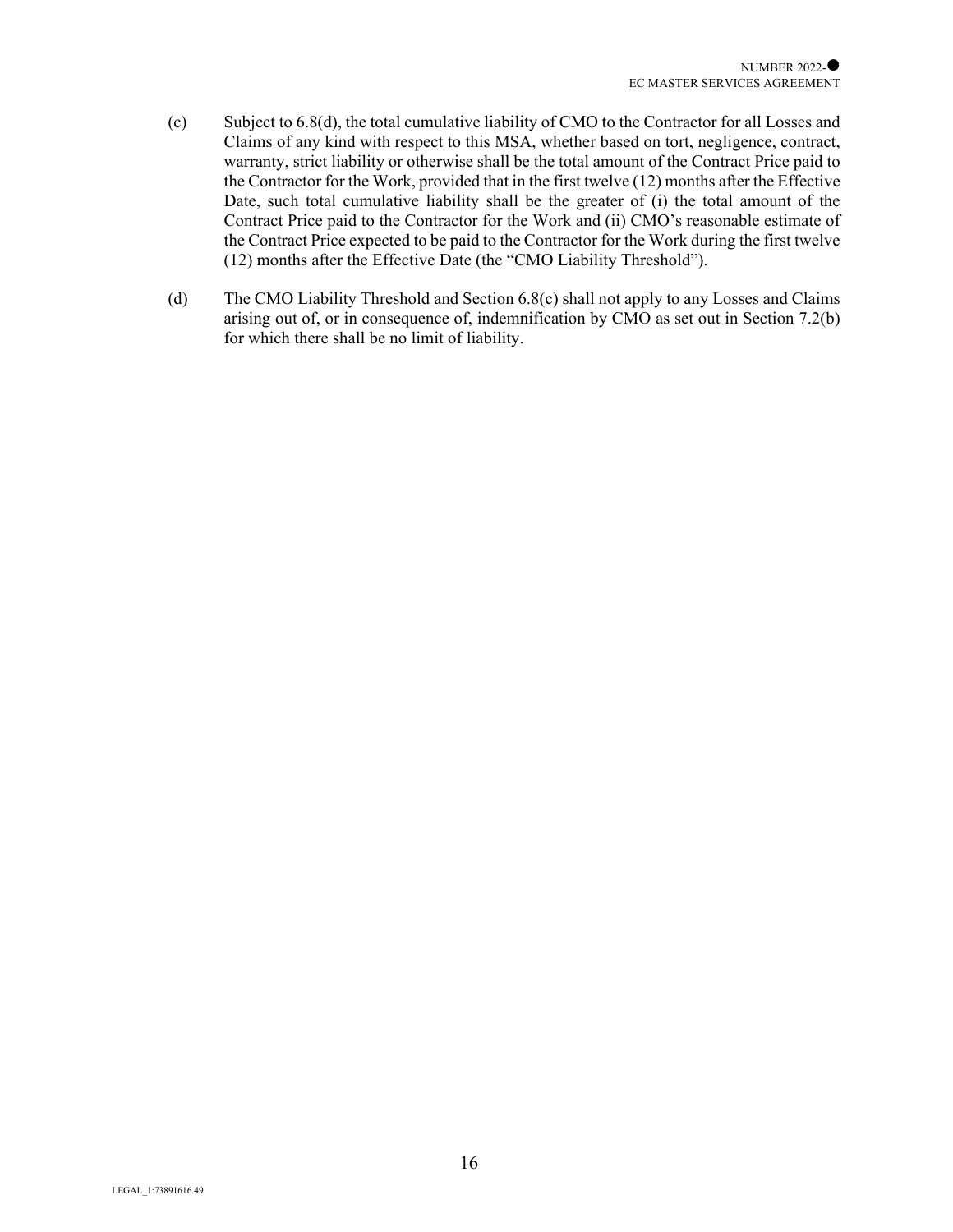(c) Subject to 6.8(d), the total cumulative liability of CMO to the Contractor for all Losses and Claims of any kind with respect to this MSA, whether based on tort, negligence, contract, warranty, strict liability or otherwise shall be the total amount of the Contract Price paid to the Contractor for the Work, provided that in the first twelve (12) months after the Effective Date, such total cumulative liability shall be the greater of (i) the total amount of the Contract Price paid to the Contractor for the Work and (ii) CMO's reasonable estimate of the Contract Price expected to be paid to the Contractor for the Work during the first twelve (12) months after the Effective Date (the "CMO Liability Threshold").

(d) The CMO Liability Threshold and Section 6.8(c) shall not apply to any Losses and Claims arising out of, or in consequence of, indemnification by CMO as set out in Section 7.2(b) for which there shall be no limit of liability.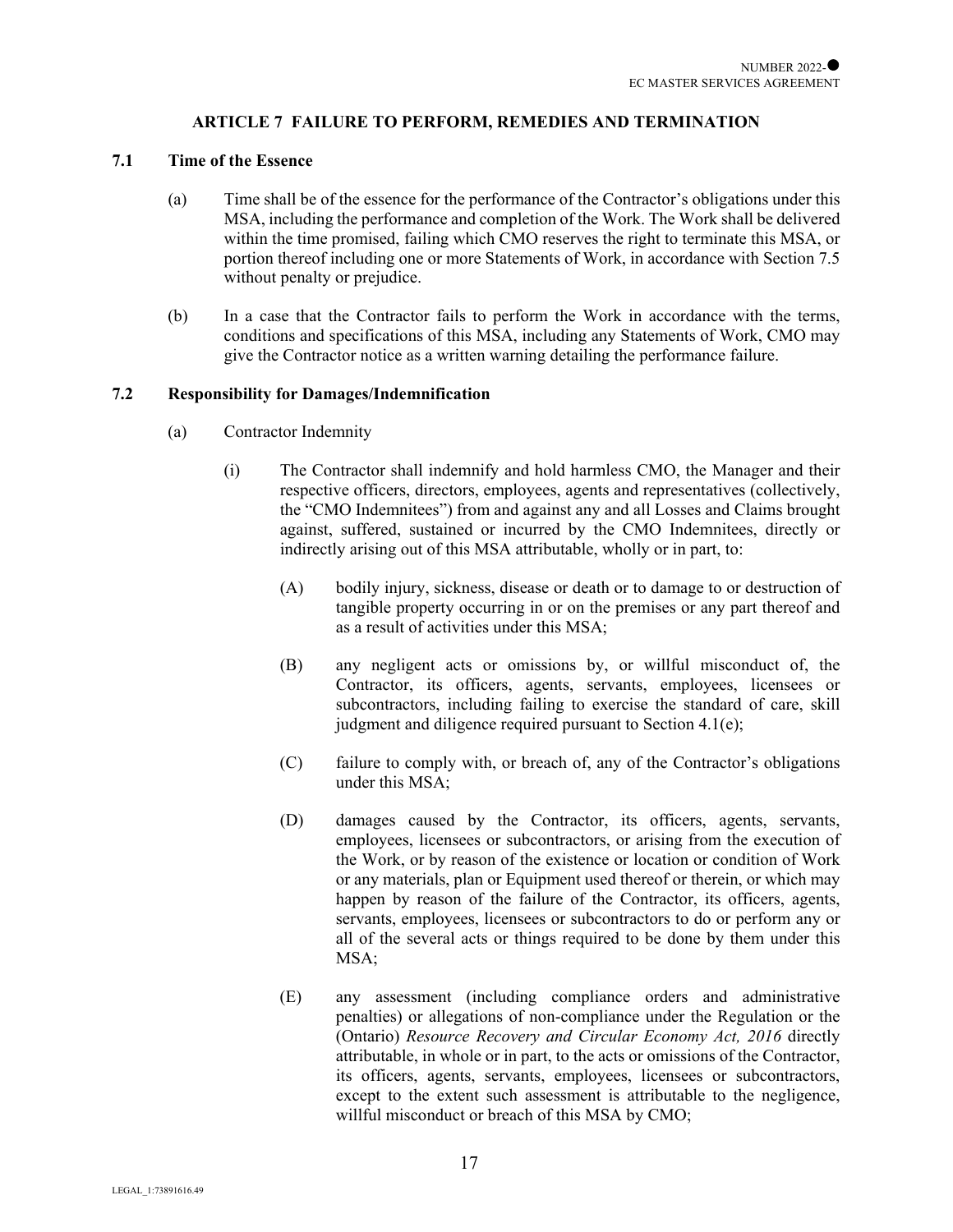## ARTICLE 7 FAILURE TO PERFORM, REMEDIES AND TERMINATION

### 7.1 Time of the Essence

(a) Time shall be of the essence for the performance of the Contractor's obligations under this MSA, including the performance and completion of the Work. The Work shall be delivered within the time promised, failing which CMO reserves the right to terminate this MSA, or portion thereof including one or more Statements of Work, in accordance with Section 7.5 without penalty or prejudice.

(b) In a case that the Contractor fails to perform the Work in accordance with the terms, conditions and specifications of this MSA, including any Statements of Work, CMO may give the Contractor notice as a written warning detailing the performance failure.

### 7.2 Responsibility for Damages/Indemnification

(a) Contractor Indemnity

(i) The Contractor shall indemnify and hold harmless CMO, the Manager and their respective officers, directors, employees, agents and representatives (collectively, the "CMO Indemnitees") from and against any and all Losses and Claims brought against, suffered, sustained or incurred by the CMO Indemnitees, directly or indirectly arising out of this MSA attributable, wholly or in part, to:

(A) bodily injury, sickness, disease or death or to damage to or destruction of tangible property occurring in or on the premises or any part thereof and as a result of activities under this MSA;

(B) any negligent acts or omissions by, or willful misconduct of, the Contractor, its officers, agents, servants, employees, licensees or subcontractors, including failing to exercise the standard of care, skill judgment and diligence required pursuant to Section 4.1(e);

(C) failure to comply with, or breach of, any of the Contractor's obligations under this MSA;

(D) damages caused by the Contractor, its officers, agents, servants, employees, licensees or subcontractors, or arising from the execution of the Work, or by reason of the existence or location or condition of Work or any materials, plan or Equipment used thereof or therein, or which may happen by reason of the failure of the Contractor, its officers, agents, servants, employees, licensees or subcontractors to do or perform any or all of the several acts or things required to be done by them under this MSA;

(E) any assessment (including compliance orders and administrative penalties) or allegations of non-compliance under the Regulation or the (Ontario) *Resource Recovery and Circular Economy Act, 2016* directly attributable, in whole or in part, to the acts or omissions of the Contractor, its officers, agents, servants, employees, licensees or subcontractors, except to the extent such assessment is attributable to the negligence, willful misconduct or breach of this MSA by CMO;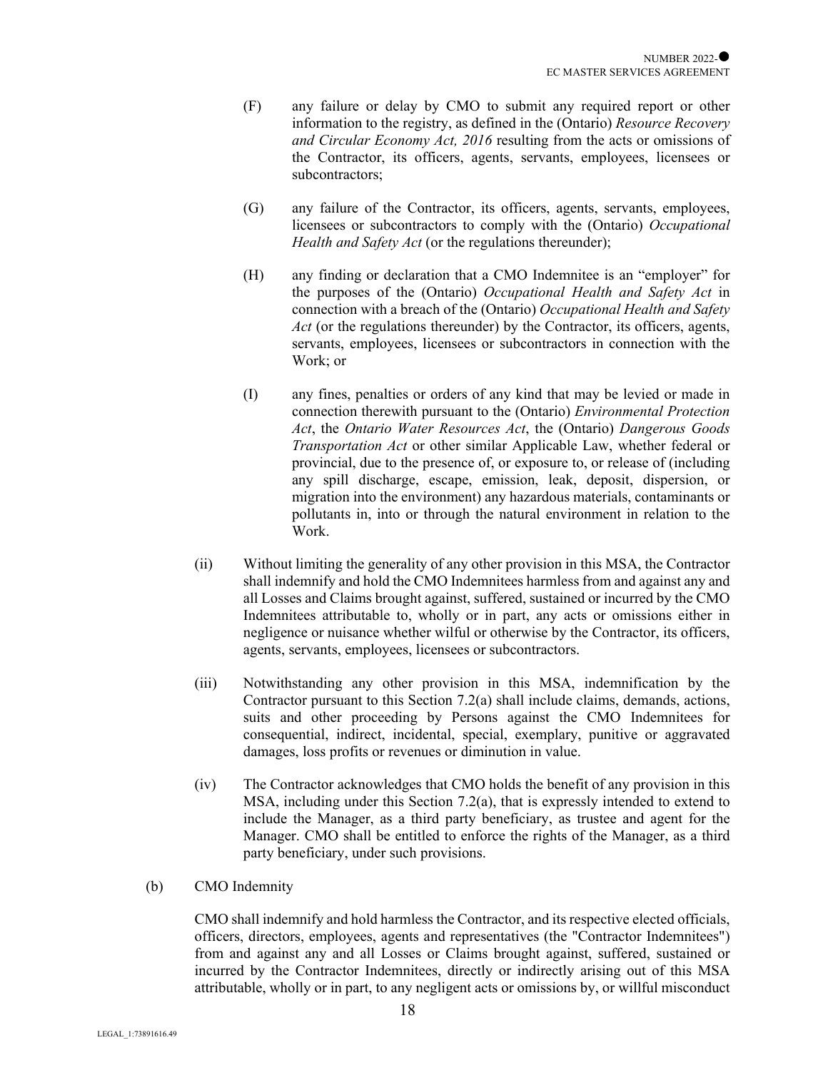(F) any failure or delay by CMO to submit any required report or other information to the registry, as defined in the (Ontario) *Resource Recovery and Circular Economy Act, 2016* resulting from the acts or omissions of the Contractor, its officers, agents, servants, employees, licensees or subcontractors;

(G) any failure of the Contractor, its officers, agents, servants, employees, licensees or subcontractors to comply with the (Ontario) *Occupational Health and Safety Act* (or the regulations thereunder);

(H) any finding or declaration that a CMO Indemnitee is an "employer" for the purposes of the (Ontario) *Occupational Health and Safety Act* in connection with a breach of the (Ontario) *Occupational Health and Safety Act* (or the regulations thereunder) by the Contractor, its officers, agents, servants, employees, licensees or subcontractors in connection with the Work; or

(I) any fines, penalties or orders of any kind that may be levied or made in connection therewith pursuant to the (Ontario) *Environmental Protection Act*, the *Ontario Water Resources Act*, the (Ontario) *Dangerous Goods Transportation Act* or other similar Applicable Law, whether federal or provincial, due to the presence of, or exposure to, or release of (including any spill discharge, escape, emission, leak, deposit, dispersion, or migration into the environment) any hazardous materials, contaminants or pollutants in, into or through the natural environment in relation to the Work.

(ii) Without limiting the generality of any other provision in this MSA, the Contractor shall indemnify and hold the CMO Indemnitees harmless from and against any and all Losses and Claims brought against, suffered, sustained or incurred by the CMO Indemnitees attributable to, wholly or in part, any acts or omissions either in negligence or nuisance whether wilful or otherwise by the Contractor, its officers, agents, servants, employees, licensees or subcontractors.

(iii) Notwithstanding any other provision in this MSA, indemnification by the Contractor pursuant to this Section 7.2(a) shall include claims, demands, actions, suits and other proceeding by Persons against the CMO Indemnitees for consequential, indirect, incidental, special, exemplary, punitive or aggravated damages, loss profits or revenues or diminution in value.

(iv) The Contractor acknowledges that CMO holds the benefit of any provision in this MSA, including under this Section 7.2(a), that is expressly intended to extend to include the Manager, as a third party beneficiary, as trustee and agent for the Manager. CMO shall be entitled to enforce the rights of the Manager, as a third party beneficiary, under such provisions.

(b) CMO Indemnity

CMO shall indemnify and hold harmless the Contractor, and its respective elected officials, officers, directors, employees, agents and representatives (the "Contractor Indemnitees") from and against any and all Losses or Claims brought against, suffered, sustained or incurred by the Contractor Indemnitees, directly or indirectly arising out of this MSA attributable, wholly or in part, to any negligent acts or omissions by, or willful misconduct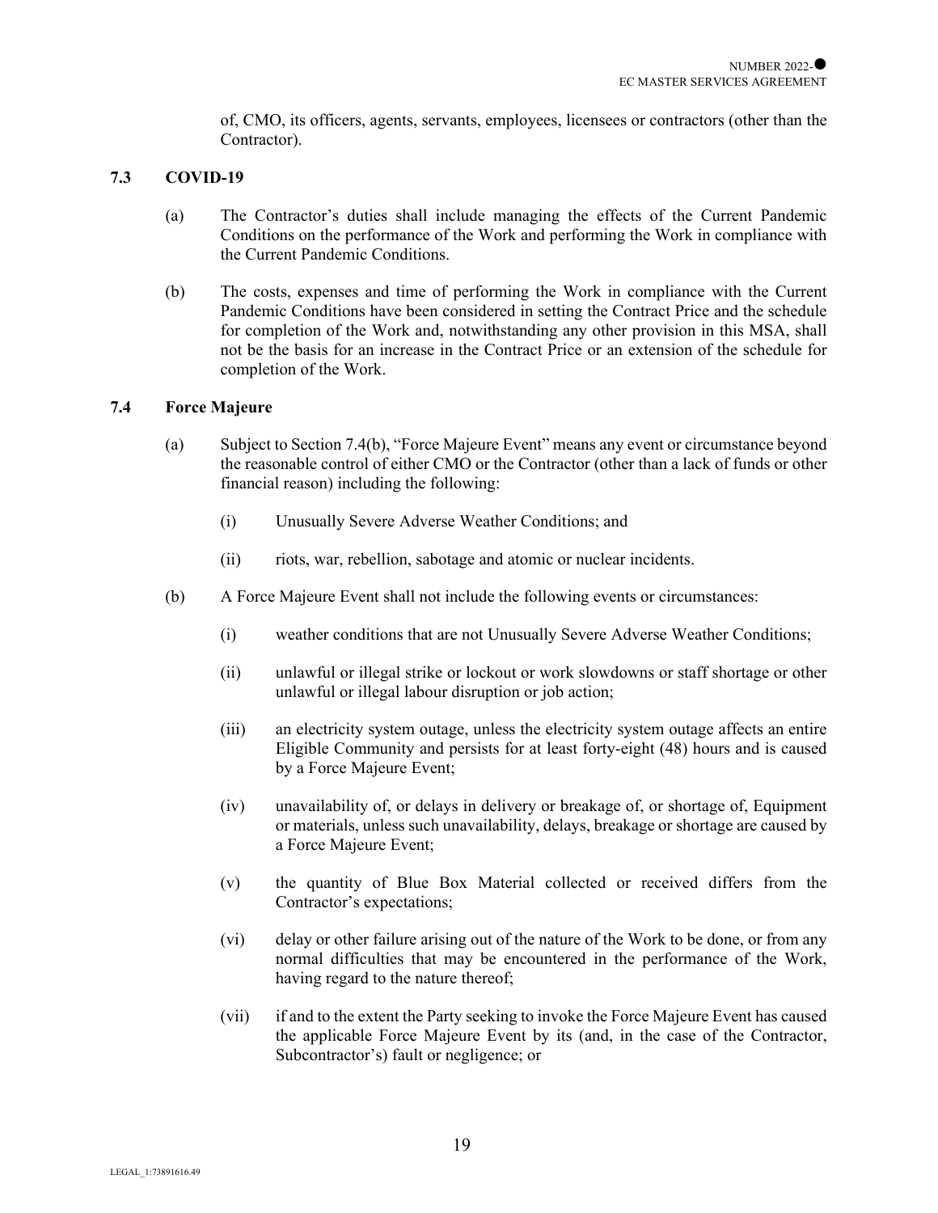of, CMO, its officers, agents, servants, employees, licensees or contractors (other than the Contractor).

### 7.3 COVID-19

(a) The Contractor's duties shall include managing the effects of the Current Pandemic Conditions on the performance of the Work and performing the Work in compliance with the Current Pandemic Conditions.

(b) The costs, expenses and time of performing the Work in compliance with the Current Pandemic Conditions have been considered in setting the Contract Price and the schedule for completion of the Work and, notwithstanding any other provision in this MSA, shall not be the basis for an increase in the Contract Price or an extension of the schedule for completion of the Work.

### 7.4 Force Majeure

(a) Subject to Section 7.4(b), "Force Majeure Event" means any event or circumstance beyond the reasonable control of either CMO or the Contractor (other than a lack of funds or other financial reason) including the following:

  (i) Unusually Severe Adverse Weather Conditions; and

  (ii) riots, war, rebellion, sabotage and atomic or nuclear incidents.

(b) A Force Majeure Event shall not include the following events or circumstances:

  (i) weather conditions that are not Unusually Severe Adverse Weather Conditions;

  (ii) unlawful or illegal strike or lockout or work slowdowns or staff shortage or other unlawful or illegal labour disruption or job action;

  (iii) an electricity system outage, unless the electricity system outage affects an entire Eligible Community and persists for at least forty-eight (48) hours and is caused by a Force Majeure Event;

  (iv) unavailability of, or delays in delivery or breakage of, or shortage of, Equipment or materials, unless such unavailability, delays, breakage or shortage are caused by a Force Majeure Event;

  (v) the quantity of Blue Box Material collected or received differs from the Contractor's expectations;

  (vi) delay or other failure arising out of the nature of the Work to be done, or from any normal difficulties that may be encountered in the performance of the Work, having regard to the nature thereof;

  (vii) if and to the extent the Party seeking to invoke the Force Majeure Event has caused the applicable Force Majeure Event by its (and, in the case of the Contractor, Subcontractor's) fault or negligence; or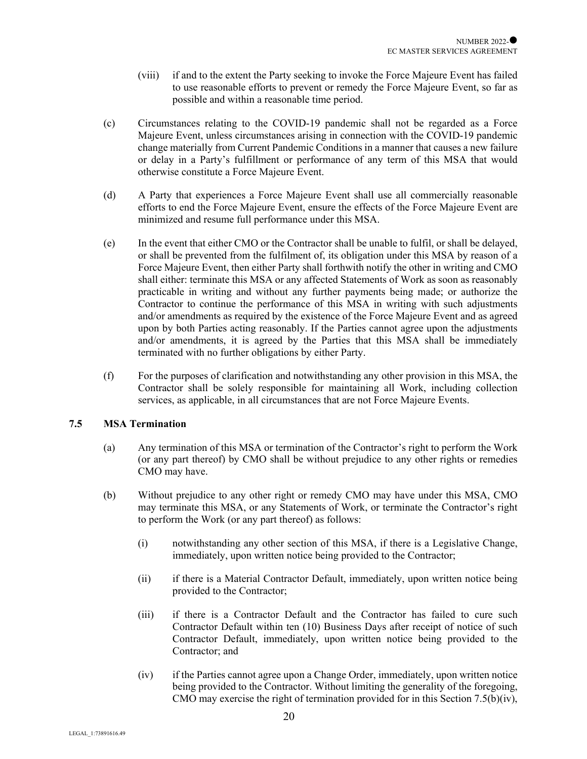(viii) if and to the extent the Party seeking to invoke the Force Majeure Event has failed to use reasonable efforts to prevent or remedy the Force Majeure Event, so far as possible and within a reasonable time period.

(c) Circumstances relating to the COVID-19 pandemic shall not be regarded as a Force Majeure Event, unless circumstances arising in connection with the COVID-19 pandemic change materially from Current Pandemic Conditions in a manner that causes a new failure or delay in a Party's fulfillment or performance of any term of this MSA that would otherwise constitute a Force Majeure Event.

(d) A Party that experiences a Force Majeure Event shall use all commercially reasonable efforts to end the Force Majeure Event, ensure the effects of the Force Majeure Event are minimized and resume full performance under this MSA.

(e) In the event that either CMO or the Contractor shall be unable to fulfil, or shall be delayed, or shall be prevented from the fulfilment of, its obligation under this MSA by reason of a Force Majeure Event, then either Party shall forthwith notify the other in writing and CMO shall either: terminate this MSA or any affected Statements of Work as soon as reasonably practicable in writing and without any further payments being made; or authorize the Contractor to continue the performance of this MSA in writing with such adjustments and/or amendments as required by the existence of the Force Majeure Event and as agreed upon by both Parties acting reasonably. If the Parties cannot agree upon the adjustments and/or amendments, it is agreed by the Parties that this MSA shall be immediately terminated with no further obligations by either Party.

(f) For the purposes of clarification and notwithstanding any other provision in this MSA, the Contractor shall be solely responsible for maintaining all Work, including collection services, as applicable, in all circumstances that are not Force Majeure Events.

### 7.5 MSA Termination

(a) Any termination of this MSA or termination of the Contractor's right to perform the Work (or any part thereof) by CMO shall be without prejudice to any other rights or remedies CMO may have.

(b) Without prejudice to any other right or remedy CMO may have under this MSA, CMO may terminate this MSA, or any Statements of Work, or terminate the Contractor's right to perform the Work (or any part thereof) as follows:

(i) notwithstanding any other section of this MSA, if there is a Legislative Change, immediately, upon written notice being provided to the Contractor;

(ii) if there is a Material Contractor Default, immediately, upon written notice being provided to the Contractor;

(iii) if there is a Contractor Default and the Contractor has failed to cure such Contractor Default within ten (10) Business Days after receipt of notice of such Contractor Default, immediately, upon written notice being provided to the Contractor; and

(iv) if the Parties cannot agree upon a Change Order, immediately, upon written notice being provided to the Contractor. Without limiting the generality of the foregoing, CMO may exercise the right of termination provided for in this Section 7.5(b)(iv),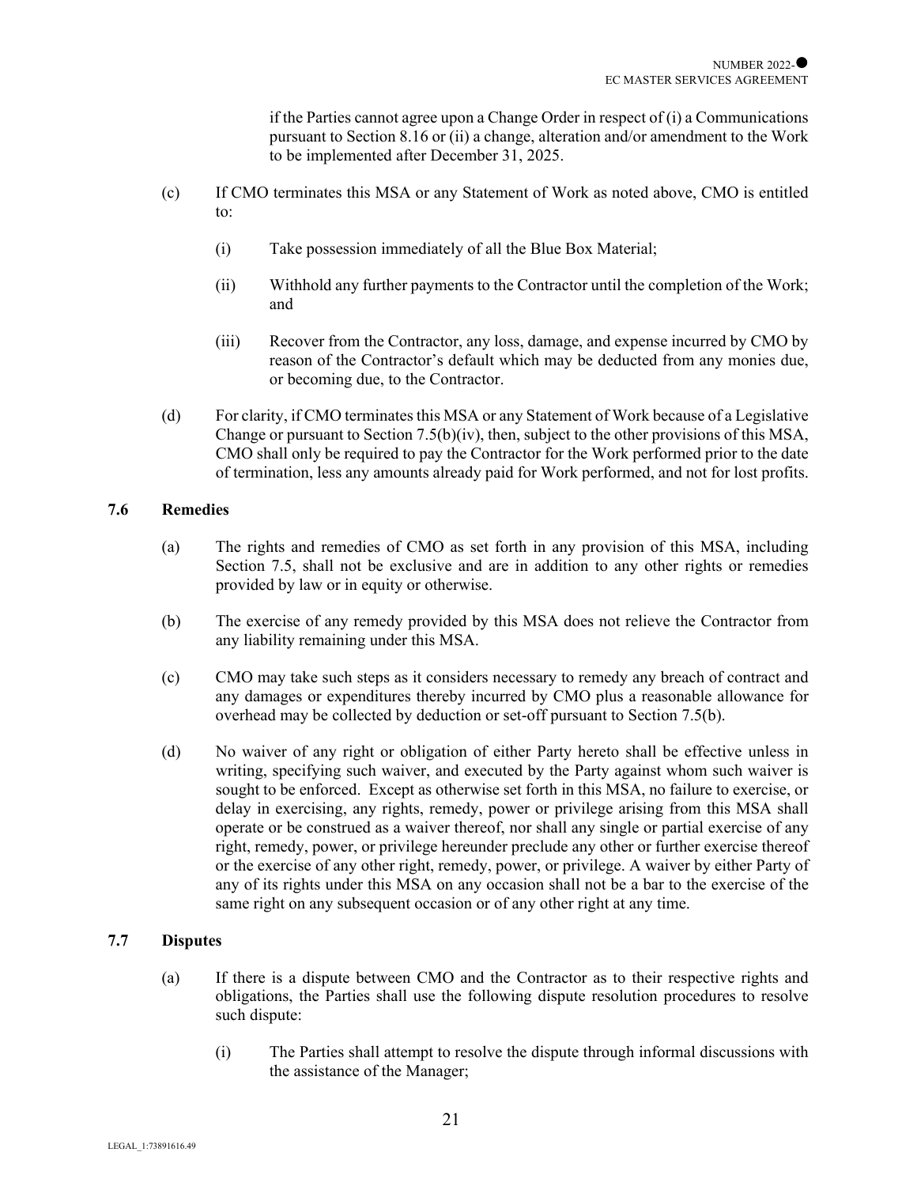if the Parties cannot agree upon a Change Order in respect of (i) a Communications pursuant to Section 8.16 or (ii) a change, alteration and/or amendment to the Work to be implemented after December 31, 2025.

(c) If CMO terminates this MSA or any Statement of Work as noted above, CMO is entitled to:

(i) Take possession immediately of all the Blue Box Material;

(ii) Withhold any further payments to the Contractor until the completion of the Work; and

(iii) Recover from the Contractor, any loss, damage, and expense incurred by CMO by reason of the Contractor's default which may be deducted from any monies due, or becoming due, to the Contractor.

(d) For clarity, if CMO terminates this MSA or any Statement of Work because of a Legislative Change or pursuant to Section 7.5(b)(iv), then, subject to the other provisions of this MSA, CMO shall only be required to pay the Contractor for the Work performed prior to the date of termination, less any amounts already paid for Work performed, and not for lost profits.

### 7.6 Remedies

(a) The rights and remedies of CMO as set forth in any provision of this MSA, including Section 7.5, shall not be exclusive and are in addition to any other rights or remedies provided by law or in equity or otherwise.

(b) The exercise of any remedy provided by this MSA does not relieve the Contractor from any liability remaining under this MSA.

(c) CMO may take such steps as it considers necessary to remedy any breach of contract and any damages or expenditures thereby incurred by CMO plus a reasonable allowance for overhead may be collected by deduction or set-off pursuant to Section 7.5(b).

(d) No waiver of any right or obligation of either Party hereto shall be effective unless in writing, specifying such waiver, and executed by the Party against whom such waiver is sought to be enforced. Except as otherwise set forth in this MSA, no failure to exercise, or delay in exercising, any rights, remedy, power or privilege arising from this MSA shall operate or be construed as a waiver thereof, nor shall any single or partial exercise of any right, remedy, power, or privilege hereunder preclude any other or further exercise thereof or the exercise of any other right, remedy, power, or privilege. A waiver by either Party of any of its rights under this MSA on any occasion shall not be a bar to the exercise of the same right on any subsequent occasion or of any other right at any time.

### 7.7 Disputes

(a) If there is a dispute between CMO and the Contractor as to their respective rights and obligations, the Parties shall use the following dispute resolution procedures to resolve such dispute:

(i) The Parties shall attempt to resolve the dispute through informal discussions with the assistance of the Manager;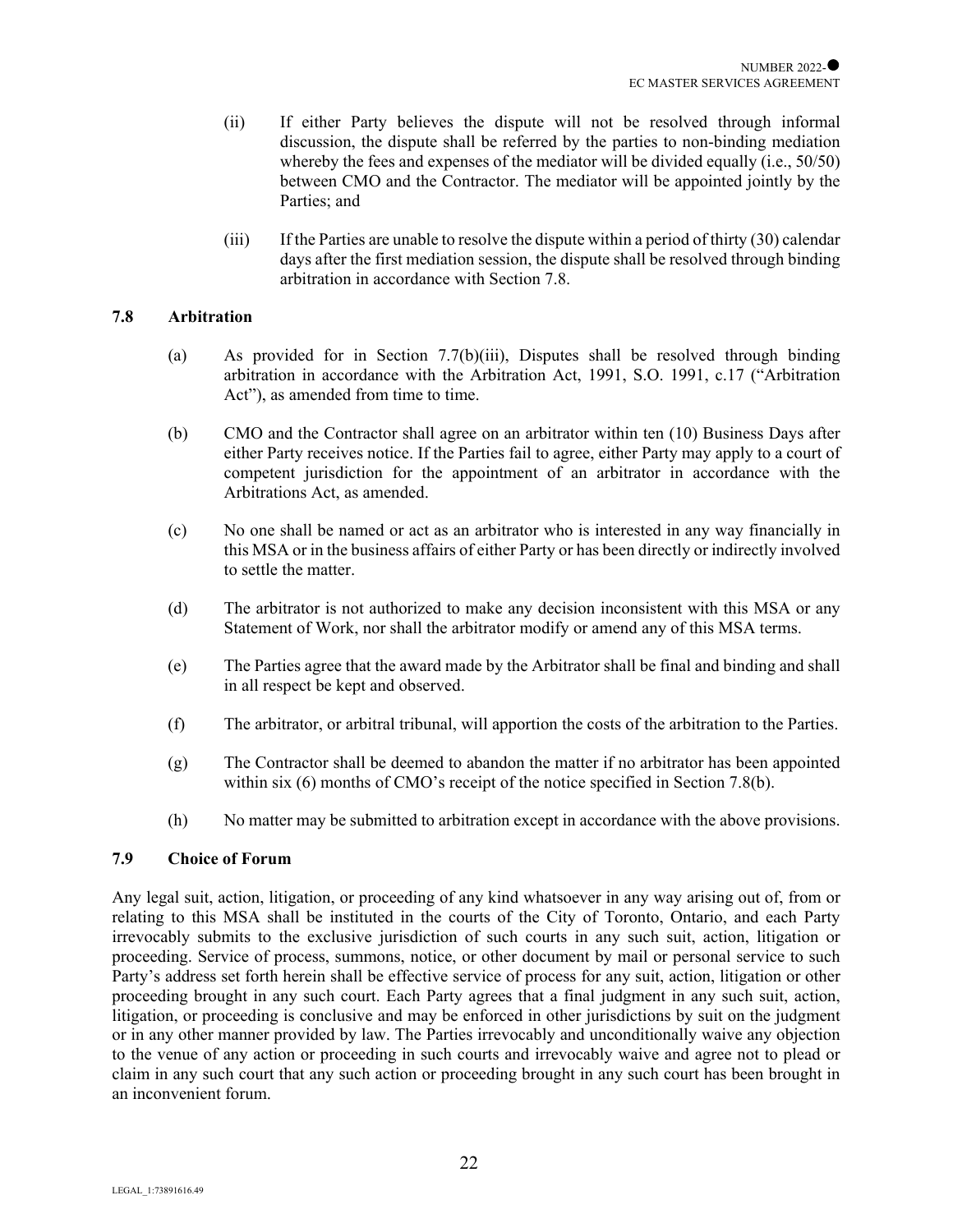(ii) If either Party believes the dispute will not be resolved through informal discussion, the dispute shall be referred by the parties to non-binding mediation whereby the fees and expenses of the mediator will be divided equally (i.e., 50/50) between CMO and the Contractor. The mediator will be appointed jointly by the Parties; and

(iii) If the Parties are unable to resolve the dispute within a period of thirty (30) calendar days after the first mediation session, the dispute shall be resolved through binding arbitration in accordance with Section 7.8.

### 7.8 Arbitration

(a) As provided for in Section 7.7(b)(iii), Disputes shall be resolved through binding arbitration in accordance with the Arbitration Act, 1991, S.O. 1991, c.17 ("Arbitration Act"), as amended from time to time.

(b) CMO and the Contractor shall agree on an arbitrator within ten (10) Business Days after either Party receives notice. If the Parties fail to agree, either Party may apply to a court of competent jurisdiction for the appointment of an arbitrator in accordance with the Arbitrations Act, as amended.

(c) No one shall be named or act as an arbitrator who is interested in any way financially in this MSA or in the business affairs of either Party or has been directly or indirectly involved to settle the matter.

(d) The arbitrator is not authorized to make any decision inconsistent with this MSA or any Statement of Work, nor shall the arbitrator modify or amend any of this MSA terms.

(e) The Parties agree that the award made by the Arbitrator shall be final and binding and shall in all respect be kept and observed.

(f) The arbitrator, or arbitral tribunal, will apportion the costs of the arbitration to the Parties.

(g) The Contractor shall be deemed to abandon the matter if no arbitrator has been appointed within six (6) months of CMO's receipt of the notice specified in Section 7.8(b).

(h) No matter may be submitted to arbitration except in accordance with the above provisions.

### 7.9 Choice of Forum

Any legal suit, action, litigation, or proceeding of any kind whatsoever in any way arising out of, from or relating to this MSA shall be instituted in the courts of the City of Toronto, Ontario, and each Party irrevocably submits to the exclusive jurisdiction of such courts in any such suit, action, litigation or proceeding. Service of process, summons, notice, or other document by mail or personal service to such Party's address set forth herein shall be effective service of process for any suit, action, litigation or other proceeding brought in any such court. Each Party agrees that a final judgment in any such suit, action, litigation, or proceeding is conclusive and may be enforced in other jurisdictions by suit on the judgment or in any other manner provided by law. The Parties irrevocably and unconditionally waive any objection to the venue of any action or proceeding in such courts and irrevocably waive and agree not to plead or claim in any such court that any such action or proceeding brought in any such court has been brought in an inconvenient forum.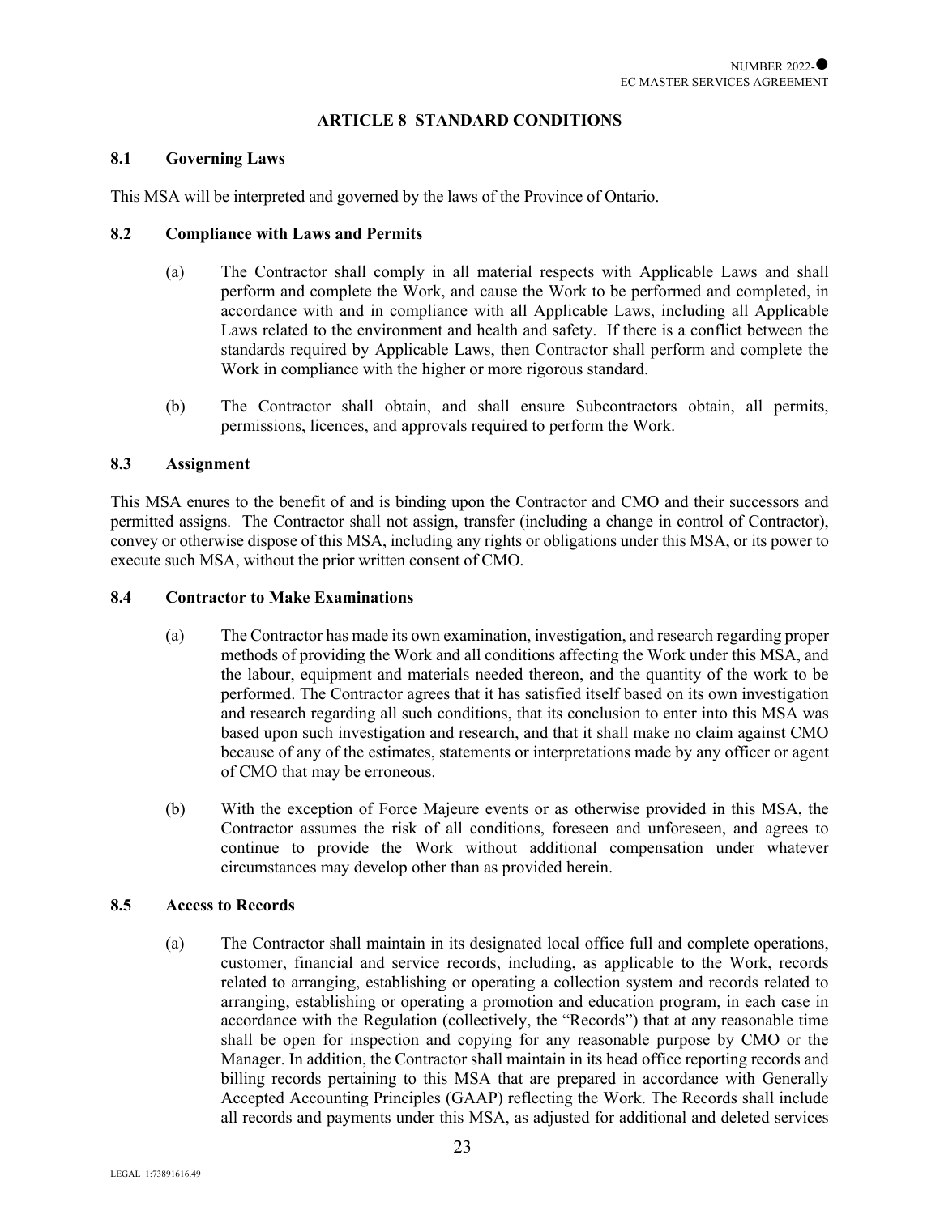## ARTICLE 8 STANDARD CONDITIONS

### 8.1 Governing Laws

This MSA will be interpreted and governed by the laws of the Province of Ontario.

### 8.2 Compliance with Laws and Permits

(a) The Contractor shall comply in all material respects with Applicable Laws and shall perform and complete the Work, and cause the Work to be performed and completed, in accordance with and in compliance with all Applicable Laws, including all Applicable Laws related to the environment and health and safety. If there is a conflict between the standards required by Applicable Laws, then Contractor shall perform and complete the Work in compliance with the higher or more rigorous standard.

(b) The Contractor shall obtain, and shall ensure Subcontractors obtain, all permits, permissions, licences, and approvals required to perform the Work.

### 8.3 Assignment

This MSA enures to the benefit of and is binding upon the Contractor and CMO and their successors and permitted assigns. The Contractor shall not assign, transfer (including a change in control of Contractor), convey or otherwise dispose of this MSA, including any rights or obligations under this MSA, or its power to execute such MSA, without the prior written consent of CMO.

### 8.4 Contractor to Make Examinations

(a) The Contractor has made its own examination, investigation, and research regarding proper methods of providing the Work and all conditions affecting the Work under this MSA, and the labour, equipment and materials needed thereon, and the quantity of the work to be performed. The Contractor agrees that it has satisfied itself based on its own investigation and research regarding all such conditions, that its conclusion to enter into this MSA was based upon such investigation and research, and that it shall make no claim against CMO because of any of the estimates, statements or interpretations made by any officer or agent of CMO that may be erroneous.

(b) With the exception of Force Majeure events or as otherwise provided in this MSA, the Contractor assumes the risk of all conditions, foreseen and unforeseen, and agrees to continue to provide the Work without additional compensation under whatever circumstances may develop other than as provided herein.

### 8.5 Access to Records

(a) The Contractor shall maintain in its designated local office full and complete operations, customer, financial and service records, including, as applicable to the Work, records related to arranging, establishing or operating a collection system and records related to arranging, establishing or operating a promotion and education program, in each case in accordance with the Regulation (collectively, the "Records") that at any reasonable time shall be open for inspection and copying for any reasonable purpose by CMO or the Manager. In addition, the Contractor shall maintain in its head office reporting records and billing records pertaining to this MSA that are prepared in accordance with Generally Accepted Accounting Principles (GAAP) reflecting the Work. The Records shall include all records and payments under this MSA, as adjusted for additional and deleted services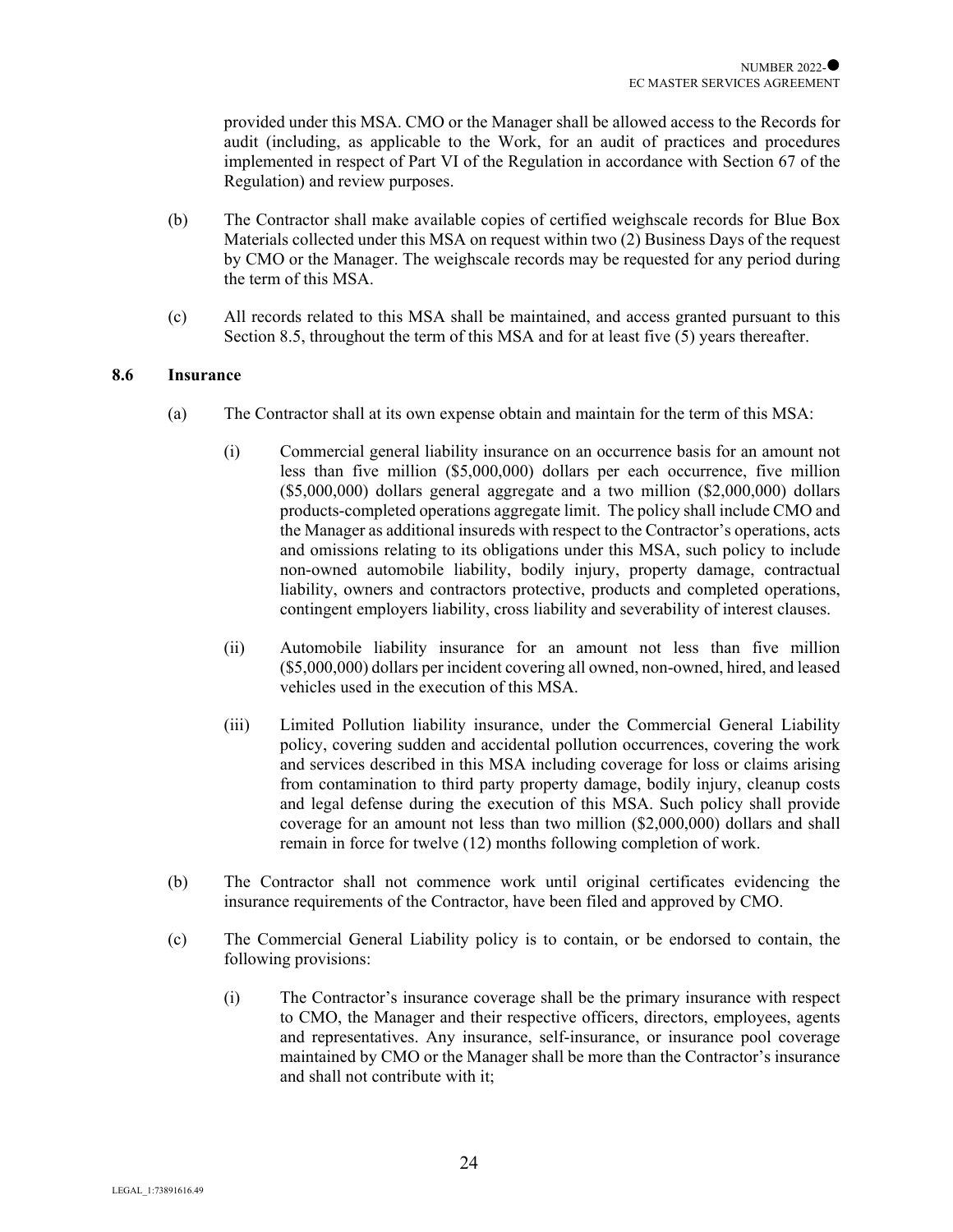provided under this MSA. CMO or the Manager shall be allowed access to the Records for audit (including, as applicable to the Work, for an audit of practices and procedures implemented in respect of Part VI of the Regulation in accordance with Section 67 of the Regulation) and review purposes.

(b) The Contractor shall make available copies of certified weighscale records for Blue Box Materials collected under this MSA on request within two (2) Business Days of the request by CMO or the Manager. The weighscale records may be requested for any period during the term of this MSA.

(c) All records related to this MSA shall be maintained, and access granted pursuant to this Section 8.5, throughout the term of this MSA and for at least five (5) years thereafter.

### 8.6 Insurance

(a) The Contractor shall at its own expense obtain and maintain for the term of this MSA:

(i) Commercial general liability insurance on an occurrence basis for an amount not less than five million ($5,000,000) dollars per each occurrence, five million ($5,000,000) dollars general aggregate and a two million ($2,000,000) dollars products-completed operations aggregate limit. The policy shall include CMO and the Manager as additional insureds with respect to the Contractor's operations, acts and omissions relating to its obligations under this MSA, such policy to include non-owned automobile liability, bodily injury, property damage, contractual liability, owners and contractors protective, products and completed operations, contingent employers liability, cross liability and severability of interest clauses.

(ii) Automobile liability insurance for an amount not less than five million ($5,000,000) dollars per incident covering all owned, non-owned, hired, and leased vehicles used in the execution of this MSA.

(iii) Limited Pollution liability insurance, under the Commercial General Liability policy, covering sudden and accidental pollution occurrences, covering the work and services described in this MSA including coverage for loss or claims arising from contamination to third party property damage, bodily injury, cleanup costs and legal defense during the execution of this MSA. Such policy shall provide coverage for an amount not less than two million ($2,000,000) dollars and shall remain in force for twelve (12) months following completion of work.

(b) The Contractor shall not commence work until original certificates evidencing the insurance requirements of the Contractor, have been filed and approved by CMO.

(c) The Commercial General Liability policy is to contain, or be endorsed to contain, the following provisions:

(i) The Contractor's insurance coverage shall be the primary insurance with respect to CMO, the Manager and their respective officers, directors, employees, agents and representatives. Any insurance, self-insurance, or insurance pool coverage maintained by CMO or the Manager shall be more than the Contractor's insurance and shall not contribute with it;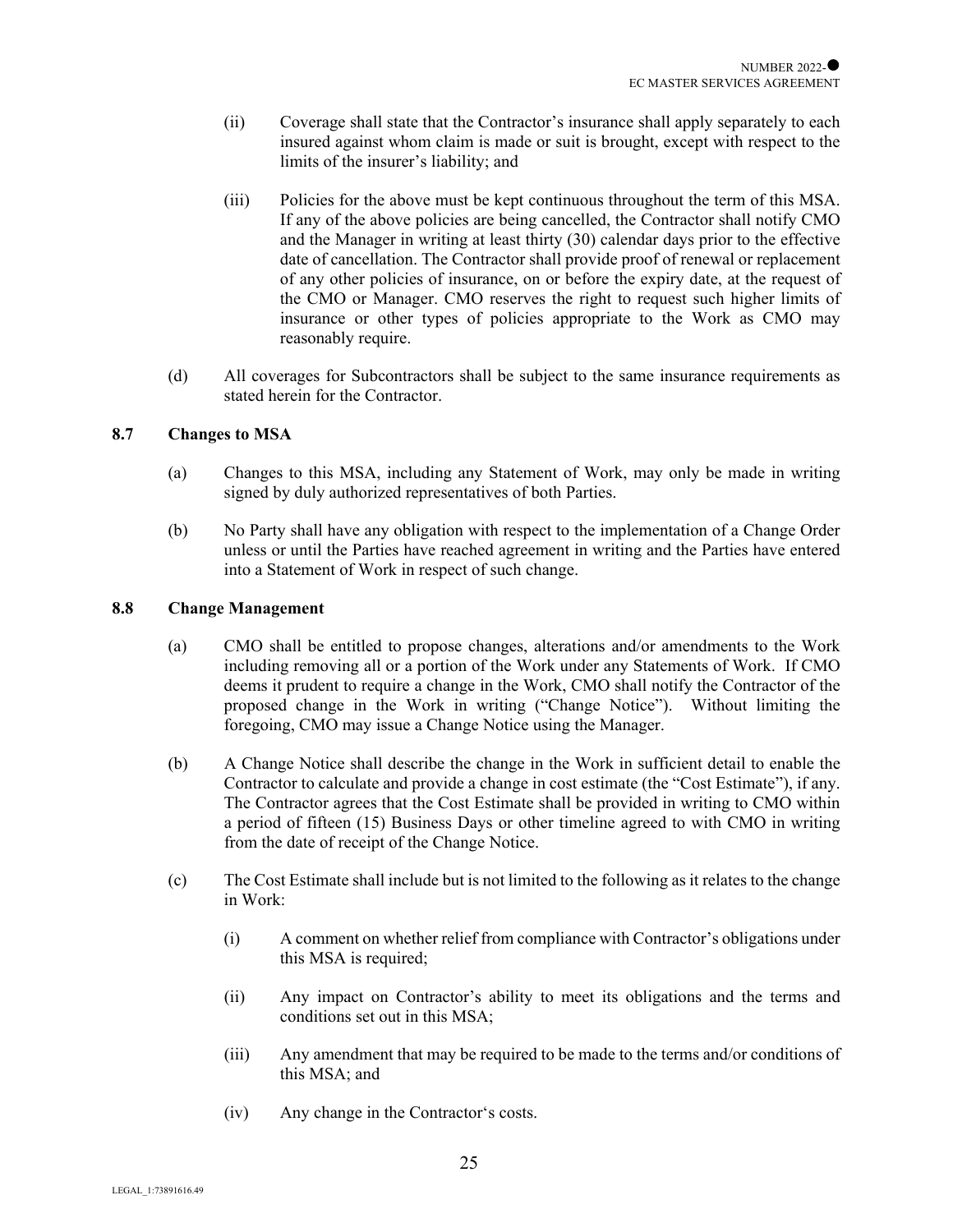(ii) Coverage shall state that the Contractor's insurance shall apply separately to each insured against whom claim is made or suit is brought, except with respect to the limits of the insurer's liability; and

(iii) Policies for the above must be kept continuous throughout the term of this MSA. If any of the above policies are being cancelled, the Contractor shall notify CMO and the Manager in writing at least thirty (30) calendar days prior to the effective date of cancellation. The Contractor shall provide proof of renewal or replacement of any other policies of insurance, on or before the expiry date, at the request of the CMO or Manager. CMO reserves the right to request such higher limits of insurance or other types of policies appropriate to the Work as CMO may reasonably require.

(d) All coverages for Subcontractors shall be subject to the same insurance requirements as stated herein for the Contractor.

### 8.7 Changes to MSA

(a) Changes to this MSA, including any Statement of Work, may only be made in writing signed by duly authorized representatives of both Parties.

(b) No Party shall have any obligation with respect to the implementation of a Change Order unless or until the Parties have reached agreement in writing and the Parties have entered into a Statement of Work in respect of such change.

### 8.8 Change Management

(a) CMO shall be entitled to propose changes, alterations and/or amendments to the Work including removing all or a portion of the Work under any Statements of Work. If CMO deems it prudent to require a change in the Work, CMO shall notify the Contractor of the proposed change in the Work in writing ("Change Notice"). Without limiting the foregoing, CMO may issue a Change Notice using the Manager.

(b) A Change Notice shall describe the change in the Work in sufficient detail to enable the Contractor to calculate and provide a change in cost estimate (the "Cost Estimate"), if any. The Contractor agrees that the Cost Estimate shall be provided in writing to CMO within a period of fifteen (15) Business Days or other timeline agreed to with CMO in writing from the date of receipt of the Change Notice.

(c) The Cost Estimate shall include but is not limited to the following as it relates to the change in Work:

(i) A comment on whether relief from compliance with Contractor's obligations under this MSA is required;

(ii) Any impact on Contractor's ability to meet its obligations and the terms and conditions set out in this MSA;

(iii) Any amendment that may be required to be made to the terms and/or conditions of this MSA; and

(iv) Any change in the Contractor's costs.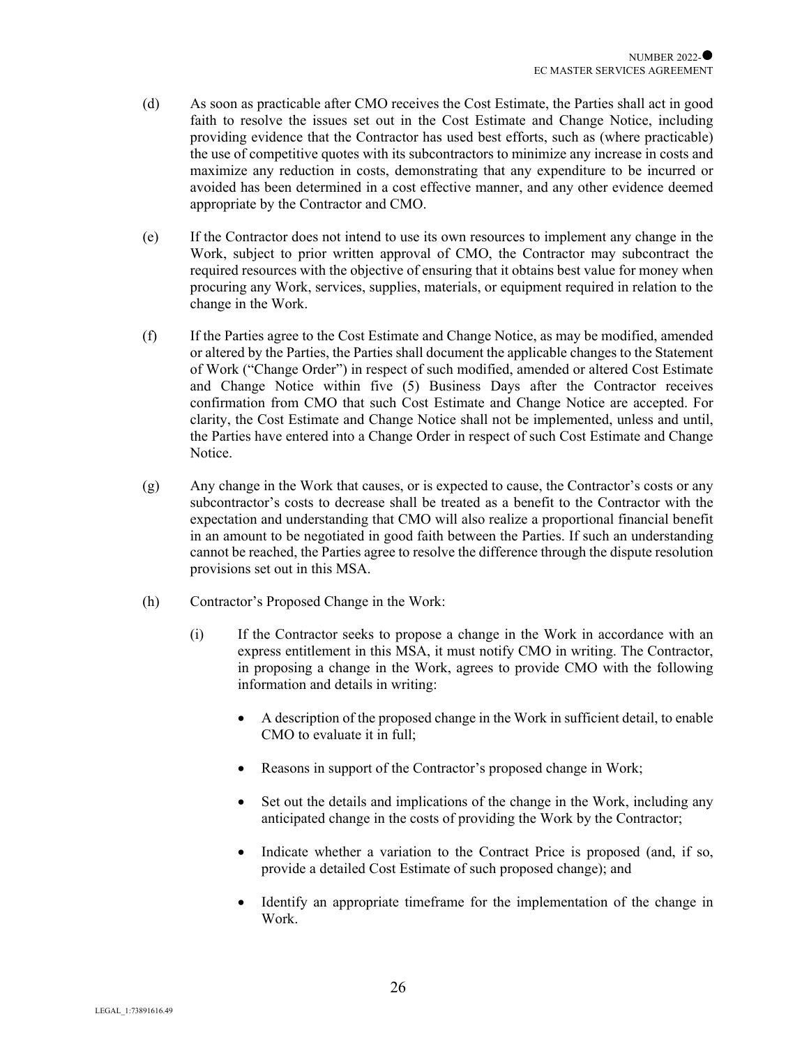(d) As soon as practicable after CMO receives the Cost Estimate, the Parties shall act in good faith to resolve the issues set out in the Cost Estimate and Change Notice, including providing evidence that the Contractor has used best efforts, such as (where practicable) the use of competitive quotes with its subcontractors to minimize any increase in costs and maximize any reduction in costs, demonstrating that any expenditure to be incurred or avoided has been determined in a cost effective manner, and any other evidence deemed appropriate by the Contractor and CMO.

(e) If the Contractor does not intend to use its own resources to implement any change in the Work, subject to prior written approval of CMO, the Contractor may subcontract the required resources with the objective of ensuring that it obtains best value for money when procuring any Work, services, supplies, materials, or equipment required in relation to the change in the Work.

(f) If the Parties agree to the Cost Estimate and Change Notice, as may be modified, amended or altered by the Parties, the Parties shall document the applicable changes to the Statement of Work ("Change Order") in respect of such modified, amended or altered Cost Estimate and Change Notice within five (5) Business Days after the Contractor receives confirmation from CMO that such Cost Estimate and Change Notice are accepted. For clarity, the Cost Estimate and Change Notice shall not be implemented, unless and until, the Parties have entered into a Change Order in respect of such Cost Estimate and Change Notice.

(g) Any change in the Work that causes, or is expected to cause, the Contractor's costs or any subcontractor's costs to decrease shall be treated as a benefit to the Contractor with the expectation and understanding that CMO will also realize a proportional financial benefit in an amount to be negotiated in good faith between the Parties. If such an understanding cannot be reached, the Parties agree to resolve the difference through the dispute resolution provisions set out in this MSA.

(h) Contractor's Proposed Change in the Work:

(i) If the Contractor seeks to propose a change in the Work in accordance with an express entitlement in this MSA, it must notify CMO in writing. The Contractor, in proposing a change in the Work, agrees to provide CMO with the following information and details in writing:

- A description of the proposed change in the Work in sufficient detail, to enable CMO to evaluate it in full;
- Reasons in support of the Contractor's proposed change in Work;
- Set out the details and implications of the change in the Work, including any anticipated change in the costs of providing the Work by the Contractor;
- Indicate whether a variation to the Contract Price is proposed (and, if so, provide a detailed Cost Estimate of such proposed change); and
- Identify an appropriate timeframe for the implementation of the change in Work.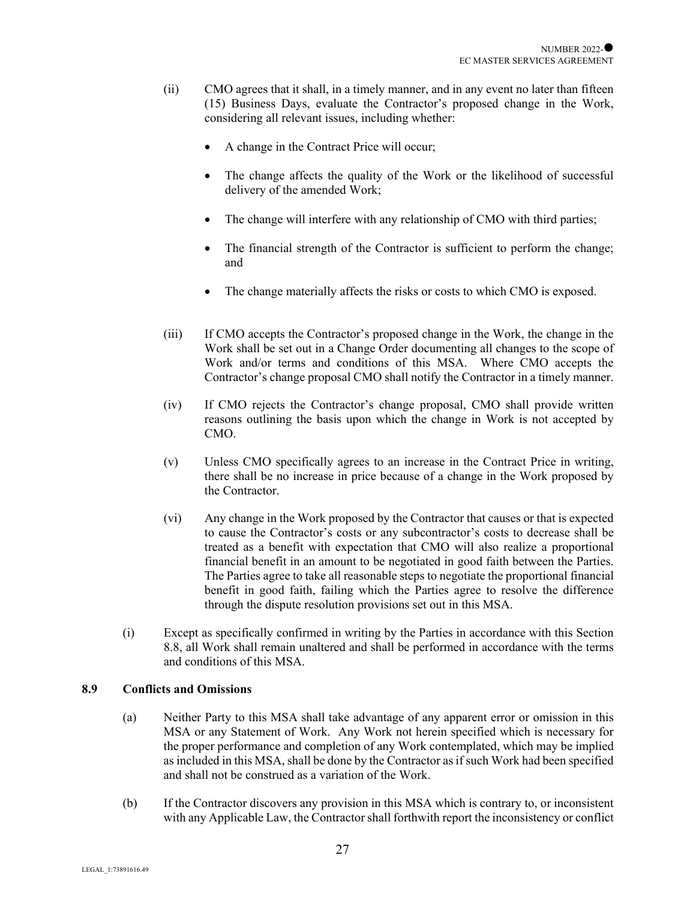(ii) CMO agrees that it shall, in a timely manner, and in any event no later than fifteen (15) Business Days, evaluate the Contractor's proposed change in the Work, considering all relevant issues, including whether:

- A change in the Contract Price will occur;
- The change affects the quality of the Work or the likelihood of successful delivery of the amended Work;
- The change will interfere with any relationship of CMO with third parties;
- The financial strength of the Contractor is sufficient to perform the change; and
- The change materially affects the risks or costs to which CMO is exposed.

(iii) If CMO accepts the Contractor's proposed change in the Work, the change in the Work shall be set out in a Change Order documenting all changes to the scope of Work and/or terms and conditions of this MSA. Where CMO accepts the Contractor's change proposal CMO shall notify the Contractor in a timely manner.

(iv) If CMO rejects the Contractor's change proposal, CMO shall provide written reasons outlining the basis upon which the change in Work is not accepted by CMO.

(v) Unless CMO specifically agrees to an increase in the Contract Price in writing, there shall be no increase in price because of a change in the Work proposed by the Contractor.

(vi) Any change in the Work proposed by the Contractor that causes or that is expected to cause the Contractor's costs or any subcontractor's costs to decrease shall be treated as a benefit with expectation that CMO will also realize a proportional financial benefit in an amount to be negotiated in good faith between the Parties. The Parties agree to take all reasonable steps to negotiate the proportional financial benefit in good faith, failing which the Parties agree to resolve the difference through the dispute resolution provisions set out in this MSA.

(i) Except as specifically confirmed in writing by the Parties in accordance with this Section 8.8, all Work shall remain unaltered and shall be performed in accordance with the terms and conditions of this MSA.

### 8.9 Conflicts and Omissions

(a) Neither Party to this MSA shall take advantage of any apparent error or omission in this MSA or any Statement of Work. Any Work not herein specified which is necessary for the proper performance and completion of any Work contemplated, which may be implied as included in this MSA, shall be done by the Contractor as if such Work had been specified and shall not be construed as a variation of the Work.

(b) If the Contractor discovers any provision in this MSA which is contrary to, or inconsistent with any Applicable Law, the Contractor shall forthwith report the inconsistency or conflict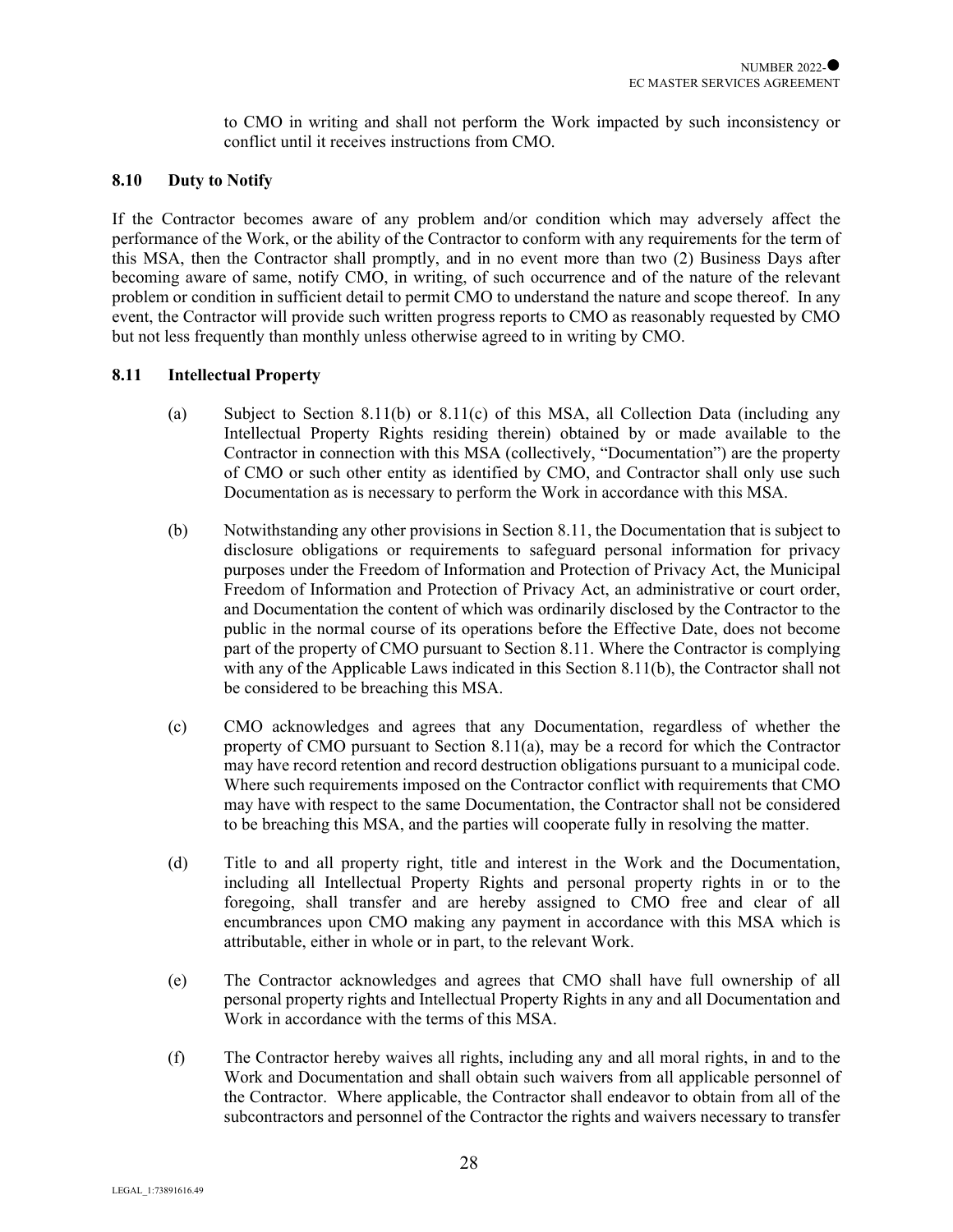to CMO in writing and shall not perform the Work impacted by such inconsistency or conflict until it receives instructions from CMO.

### 8.10 Duty to Notify

If the Contractor becomes aware of any problem and/or condition which may adversely affect the performance of the Work, or the ability of the Contractor to conform with any requirements for the term of this MSA, then the Contractor shall promptly, and in no event more than two (2) Business Days after becoming aware of same, notify CMO, in writing, of such occurrence and of the nature of the relevant problem or condition in sufficient detail to permit CMO to understand the nature and scope thereof. In any event, the Contractor will provide such written progress reports to CMO as reasonably requested by CMO but not less frequently than monthly unless otherwise agreed to in writing by CMO.

### 8.11 Intellectual Property

(a) Subject to Section 8.11(b) or 8.11(c) of this MSA, all Collection Data (including any Intellectual Property Rights residing therein) obtained by or made available to the Contractor in connection with this MSA (collectively, "Documentation") are the property of CMO or such other entity as identified by CMO, and Contractor shall only use such Documentation as is necessary to perform the Work in accordance with this MSA.

(b) Notwithstanding any other provisions in Section 8.11, the Documentation that is subject to disclosure obligations or requirements to safeguard personal information for privacy purposes under the Freedom of Information and Protection of Privacy Act, the Municipal Freedom of Information and Protection of Privacy Act, an administrative or court order, and Documentation the content of which was ordinarily disclosed by the Contractor to the public in the normal course of its operations before the Effective Date, does not become part of the property of CMO pursuant to Section 8.11. Where the Contractor is complying with any of the Applicable Laws indicated in this Section 8.11(b), the Contractor shall not be considered to be breaching this MSA.

(c) CMO acknowledges and agrees that any Documentation, regardless of whether the property of CMO pursuant to Section 8.11(a), may be a record for which the Contractor may have record retention and record destruction obligations pursuant to a municipal code. Where such requirements imposed on the Contractor conflict with requirements that CMO may have with respect to the same Documentation, the Contractor shall not be considered to be breaching this MSA, and the parties will cooperate fully in resolving the matter.

(d) Title to and all property right, title and interest in the Work and the Documentation, including all Intellectual Property Rights and personal property rights in or to the foregoing, shall transfer and are hereby assigned to CMO free and clear of all encumbrances upon CMO making any payment in accordance with this MSA which is attributable, either in whole or in part, to the relevant Work.

(e) The Contractor acknowledges and agrees that CMO shall have full ownership of all personal property rights and Intellectual Property Rights in any and all Documentation and Work in accordance with the terms of this MSA.

(f) The Contractor hereby waives all rights, including any and all moral rights, in and to the Work and Documentation and shall obtain such waivers from all applicable personnel of the Contractor. Where applicable, the Contractor shall endeavor to obtain from all of the subcontractors and personnel of the Contractor the rights and waivers necessary to transfer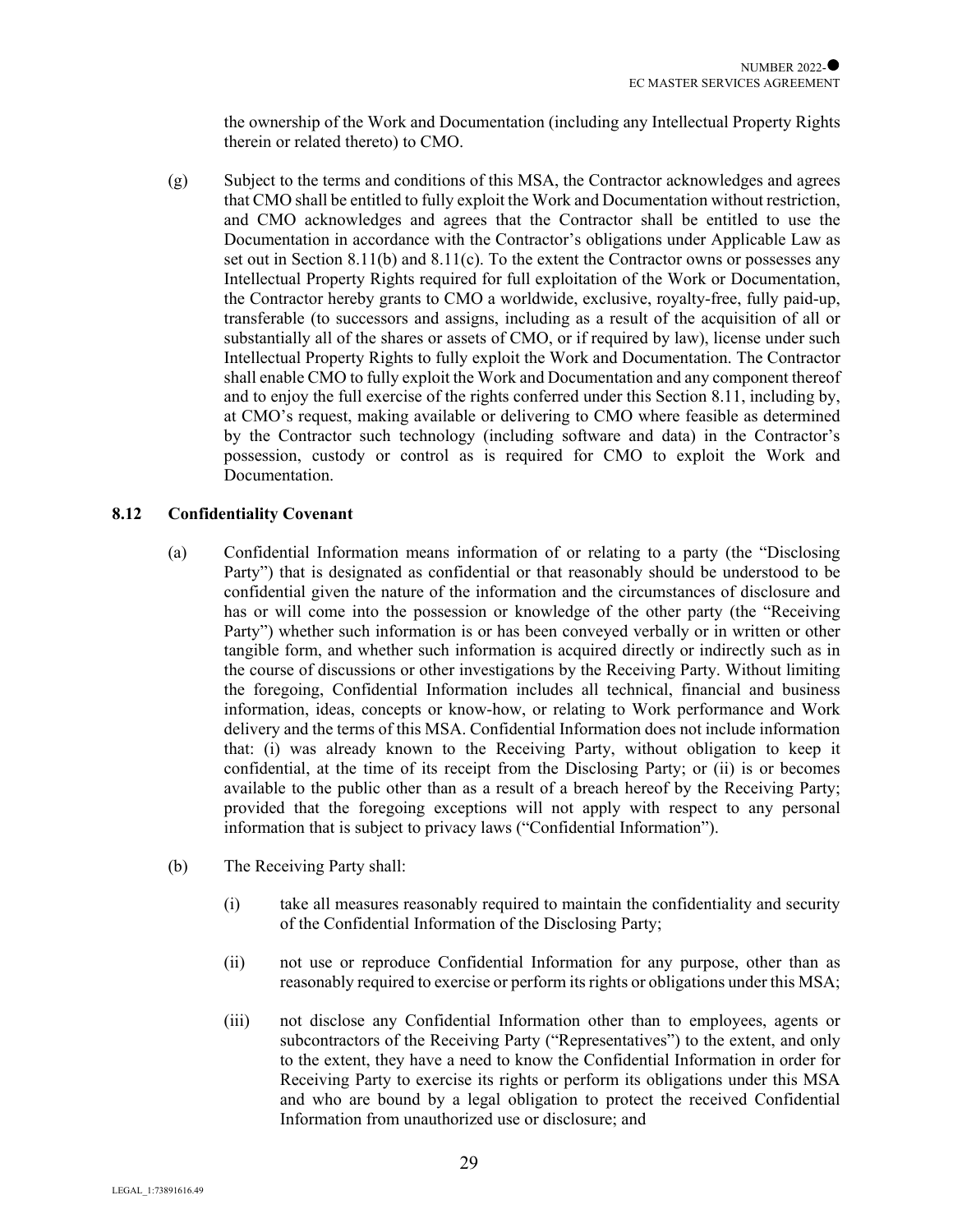the ownership of the Work and Documentation (including any Intellectual Property Rights therein or related thereto) to CMO.

(g) Subject to the terms and conditions of this MSA, the Contractor acknowledges and agrees that CMO shall be entitled to fully exploit the Work and Documentation without restriction, and CMO acknowledges and agrees that the Contractor shall be entitled to use the Documentation in accordance with the Contractor's obligations under Applicable Law as set out in Section 8.11(b) and 8.11(c). To the extent the Contractor owns or possesses any Intellectual Property Rights required for full exploitation of the Work or Documentation, the Contractor hereby grants to CMO a worldwide, exclusive, royalty-free, fully paid-up, transferable (to successors and assigns, including as a result of the acquisition of all or substantially all of the shares or assets of CMO, or if required by law), license under such Intellectual Property Rights to fully exploit the Work and Documentation. The Contractor shall enable CMO to fully exploit the Work and Documentation and any component thereof and to enjoy the full exercise of the rights conferred under this Section 8.11, including by, at CMO's request, making available or delivering to CMO where feasible as determined by the Contractor such technology (including software and data) in the Contractor's possession, custody or control as is required for CMO to exploit the Work and Documentation.

### 8.12 Confidentiality Covenant

(a) Confidential Information means information of or relating to a party (the "Disclosing Party") that is designated as confidential or that reasonably should be understood to be confidential given the nature of the information and the circumstances of disclosure and has or will come into the possession or knowledge of the other party (the "Receiving Party") whether such information is or has been conveyed verbally or in written or other tangible form, and whether such information is acquired directly or indirectly such as in the course of discussions or other investigations by the Receiving Party. Without limiting the foregoing, Confidential Information includes all technical, financial and business information, ideas, concepts or know-how, or relating to Work performance and Work delivery and the terms of this MSA. Confidential Information does not include information that: (i) was already known to the Receiving Party, without obligation to keep it confidential, at the time of its receipt from the Disclosing Party; or (ii) is or becomes available to the public other than as a result of a breach hereof by the Receiving Party; provided that the foregoing exceptions will not apply with respect to any personal information that is subject to privacy laws ("Confidential Information").

(b) The Receiving Party shall:

(i) take all measures reasonably required to maintain the confidentiality and security of the Confidential Information of the Disclosing Party;

(ii) not use or reproduce Confidential Information for any purpose, other than as reasonably required to exercise or perform its rights or obligations under this MSA;

(iii) not disclose any Confidential Information other than to employees, agents or subcontractors of the Receiving Party ("Representatives") to the extent, and only to the extent, they have a need to know the Confidential Information in order for Receiving Party to exercise its rights or perform its obligations under this MSA and who are bound by a legal obligation to protect the received Confidential Information from unauthorized use or disclosure; and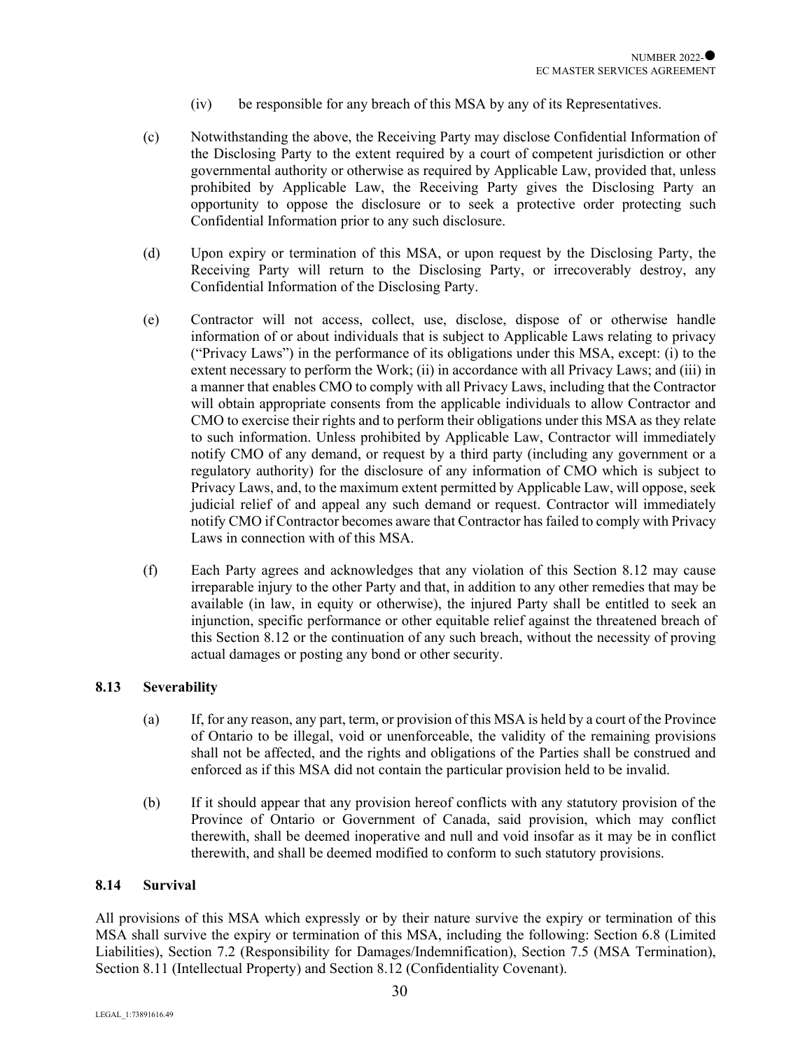(iv) be responsible for any breach of this MSA by any of its Representatives.

(c) Notwithstanding the above, the Receiving Party may disclose Confidential Information of the Disclosing Party to the extent required by a court of competent jurisdiction or other governmental authority or otherwise as required by Applicable Law, provided that, unless prohibited by Applicable Law, the Receiving Party gives the Disclosing Party an opportunity to oppose the disclosure or to seek a protective order protecting such Confidential Information prior to any such disclosure.

(d) Upon expiry or termination of this MSA, or upon request by the Disclosing Party, the Receiving Party will return to the Disclosing Party, or irrecoverably destroy, any Confidential Information of the Disclosing Party.

(e) Contractor will not access, collect, use, disclose, dispose of or otherwise handle information of or about individuals that is subject to Applicable Laws relating to privacy ("Privacy Laws") in the performance of its obligations under this MSA, except: (i) to the extent necessary to perform the Work; (ii) in accordance with all Privacy Laws; and (iii) in a manner that enables CMO to comply with all Privacy Laws, including that the Contractor will obtain appropriate consents from the applicable individuals to allow Contractor and CMO to exercise their rights and to perform their obligations under this MSA as they relate to such information. Unless prohibited by Applicable Law, Contractor will immediately notify CMO of any demand, or request by a third party (including any government or a regulatory authority) for the disclosure of any information of CMO which is subject to Privacy Laws, and, to the maximum extent permitted by Applicable Law, will oppose, seek judicial relief of and appeal any such demand or request. Contractor will immediately notify CMO if Contractor becomes aware that Contractor has failed to comply with Privacy Laws in connection with of this MSA.

(f) Each Party agrees and acknowledges that any violation of this Section 8.12 may cause irreparable injury to the other Party and that, in addition to any other remedies that may be available (in law, in equity or otherwise), the injured Party shall be entitled to seek an injunction, specific performance or other equitable relief against the threatened breach of this Section 8.12 or the continuation of any such breach, without the necessity of proving actual damages or posting any bond or other security.

### 8.13 Severability

(a) If, for any reason, any part, term, or provision of this MSA is held by a court of the Province of Ontario to be illegal, void or unenforceable, the validity of the remaining provisions shall not be affected, and the rights and obligations of the Parties shall be construed and enforced as if this MSA did not contain the particular provision held to be invalid.

(b) If it should appear that any provision hereof conflicts with any statutory provision of the Province of Ontario or Government of Canada, said provision, which may conflict therewith, shall be deemed inoperative and null and void insofar as it may be in conflict therewith, and shall be deemed modified to conform to such statutory provisions.

### 8.14 Survival

All provisions of this MSA which expressly or by their nature survive the expiry or termination of this MSA shall survive the expiry or termination of this MSA, including the following: Section 6.8 (Limited Liabilities), Section 7.2 (Responsibility for Damages/Indemnification), Section 7.5 (MSA Termination), Section 8.11 (Intellectual Property) and Section 8.12 (Confidentiality Covenant).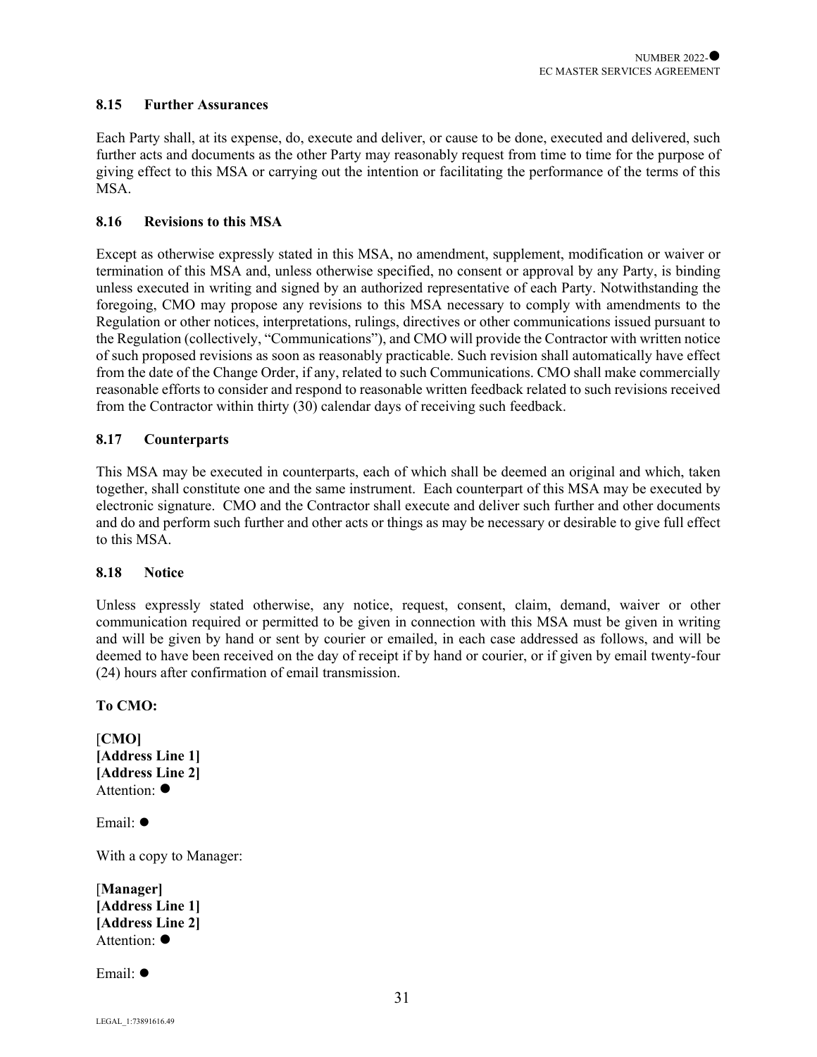### 8.15 Further Assurances

Each Party shall, at its expense, do, execute and deliver, or cause to be done, executed and delivered, such further acts and documents as the other Party may reasonably request from time to time for the purpose of giving effect to this MSA or carrying out the intention or facilitating the performance of the terms of this MSA.

### 8.16 Revisions to this MSA

Except as otherwise expressly stated in this MSA, no amendment, supplement, modification or waiver or termination of this MSA and, unless otherwise specified, no consent or approval by any Party, is binding unless executed in writing and signed by an authorized representative of each Party. Notwithstanding the foregoing, CMO may propose any revisions to this MSA necessary to comply with amendments to the Regulation or other notices, interpretations, rulings, directives or other communications issued pursuant to the Regulation (collectively, "Communications"), and CMO will provide the Contractor with written notice of such proposed revisions as soon as reasonably practicable. Such revision shall automatically have effect from the date of the Change Order, if any, related to such Communications. CMO shall make commercially reasonable efforts to consider and respond to reasonable written feedback related to such revisions received from the Contractor within thirty (30) calendar days of receiving such feedback.

### 8.17 Counterparts

This MSA may be executed in counterparts, each of which shall be deemed an original and which, taken together, shall constitute one and the same instrument. Each counterpart of this MSA may be executed by electronic signature. CMO and the Contractor shall execute and deliver such further and other documents and do and perform such further and other acts or things as may be necessary or desirable to give full effect to this MSA.

### 8.18 Notice

Unless expressly stated otherwise, any notice, request, consent, claim, demand, waiver or other communication required or permitted to be given in connection with this MSA must be given in writing and will be given by hand or sent by courier or emailed, in each case addressed as follows, and will be deemed to have been received on the day of receipt if by hand or courier, or if given by email twenty-four (24) hours after confirmation of email transmission.

**To CMO:**

[**CMO]**
**[Address Line 1]**
**[Address Line 2]**
Attention: ●

Email: ●

With a copy to Manager:

[**Manager]**
**[Address Line 1]**
**[Address Line 2]**
Attention: ●

Email: ●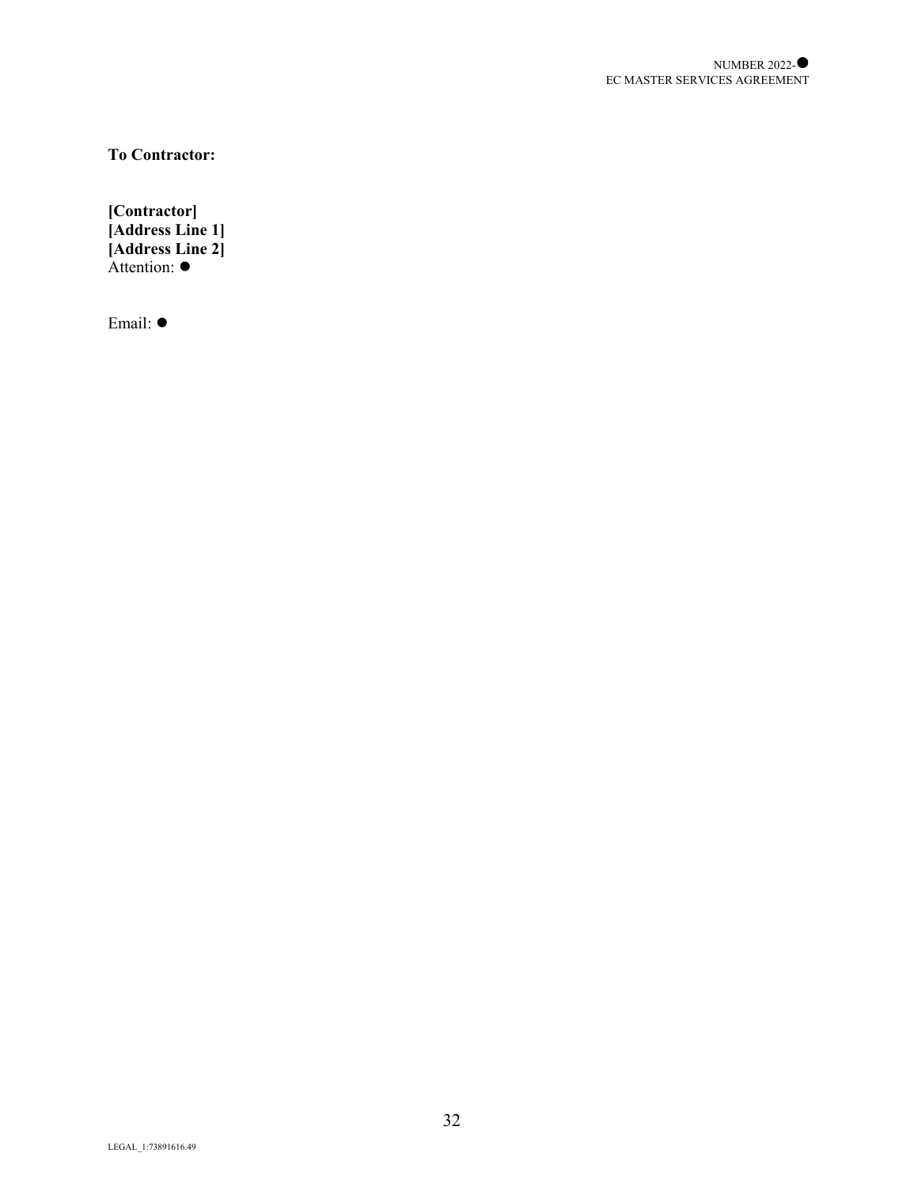**To Contractor:**

**[Contractor]**
**[Address Line 1]**
**[Address Line 2]**
Attention: ●

Email: ●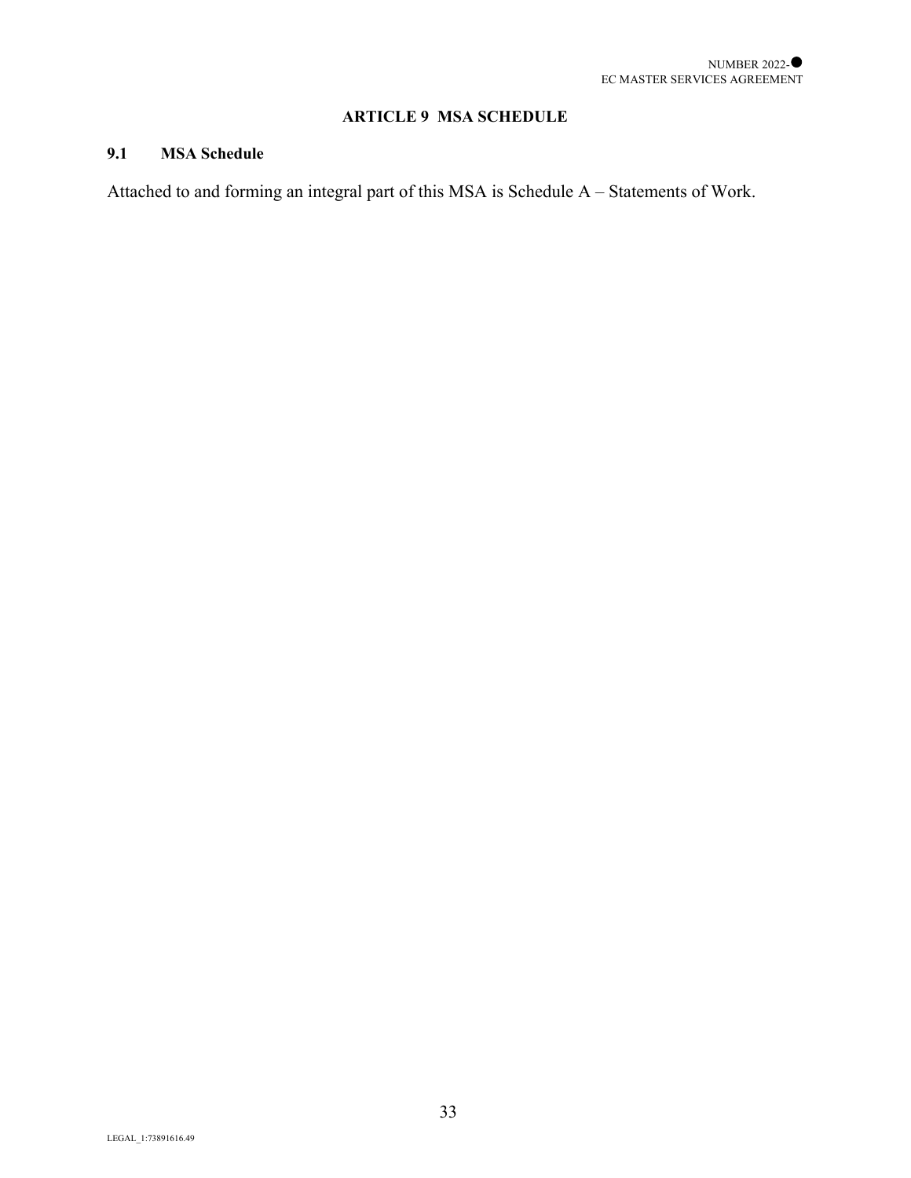## ARTICLE 9 MSA SCHEDULE

### 9.1 MSA Schedule

Attached to and forming an integral part of this MSA is Schedule A – Statements of Work.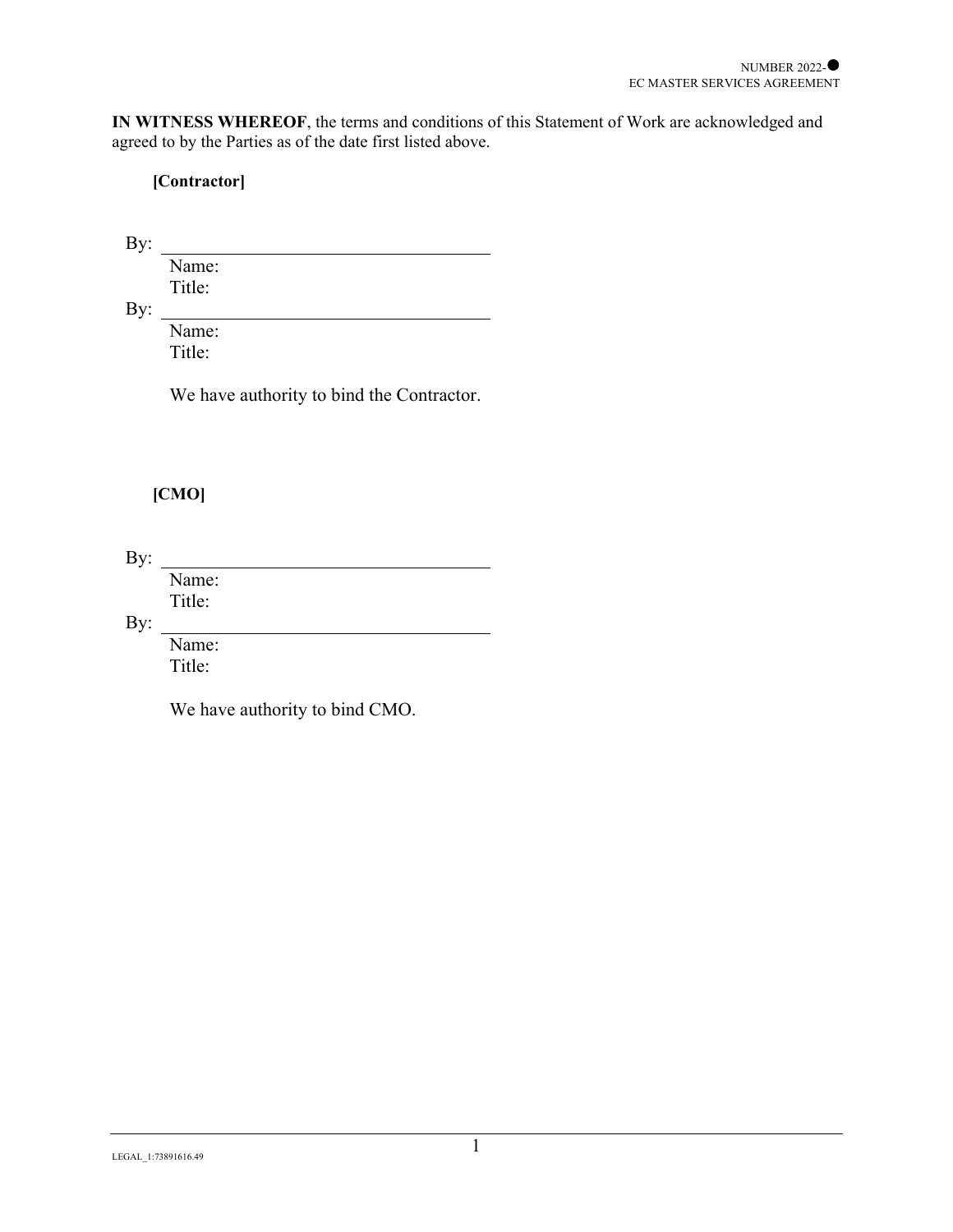**IN WITNESS WHEREOF**, the terms and conditions of this Statement of Work are acknowledged and agreed to by the Parties as of the date first listed above.

**[Contractor]**

By: \_\_\_\_\_\_\_\_\_\_\_\_\_\_\_\_\_\_\_\_\_\_\_\_\_\_\_\_\_\_\_\_\_\_\_\_

Name:

Title:

By: \_\_\_\_\_\_\_\_\_\_\_\_\_\_\_\_\_\_\_\_\_\_\_\_\_\_\_\_\_\_\_\_\_\_\_\_

Name:

Title:

We have authority to bind the Contractor.

**[CMO]**

By: \_\_\_\_\_\_\_\_\_\_\_\_\_\_\_\_\_\_\_\_\_\_\_\_\_\_\_\_\_\_\_\_\_\_\_\_

Name:

Title:

By: \_\_\_\_\_\_\_\_\_\_\_\_\_\_\_\_\_\_\_\_\_\_\_\_\_\_\_\_\_\_\_\_\_\_\_\_

Name:

Title:

We have authority to bind CMO.